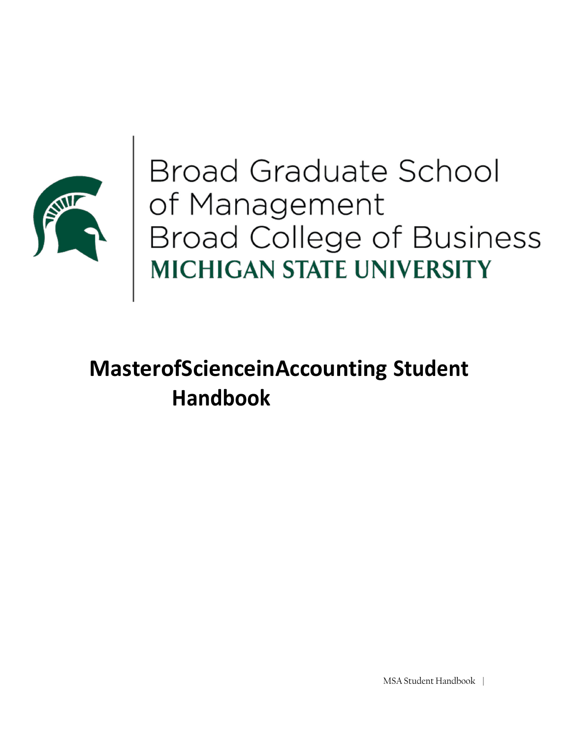Broad Graduate School of Management
Broad College of Business
MICHIGAN STATE UNIVERSITY

# MasterofScienceinAccounting Student Handbook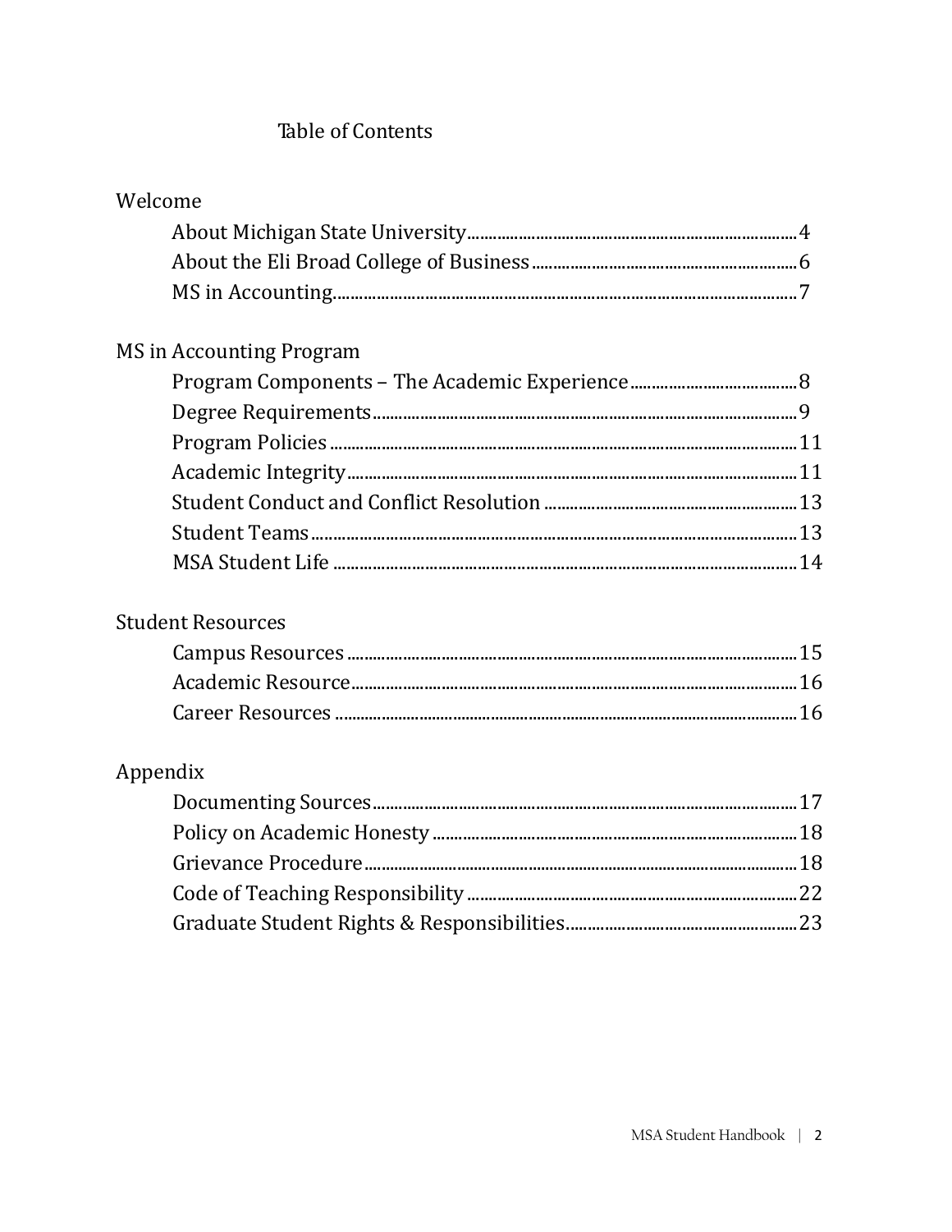# Table of Contents

## Welcome

- About Michigan State University....4
- About the Eli Broad College of Business....6
- MS in Accounting....7

## MS in Accounting Program

- Program Components – The Academic Experience....8
- Degree Requirements....9
- Program Policies....11
- Academic Integrity....11
- Student Conduct and Conflict Resolution....13
- Student Teams....13
- MSA Student Life....14

## Student Resources

- Campus Resources....15
- Academic Resource....16
- Career Resources....16

## Appendix

- Documenting Sources....17
- Policy on Academic Honesty....18
- Grievance Procedure....18
- Code of Teaching Responsibility....22
- Graduate Student Rights & Responsibilities....23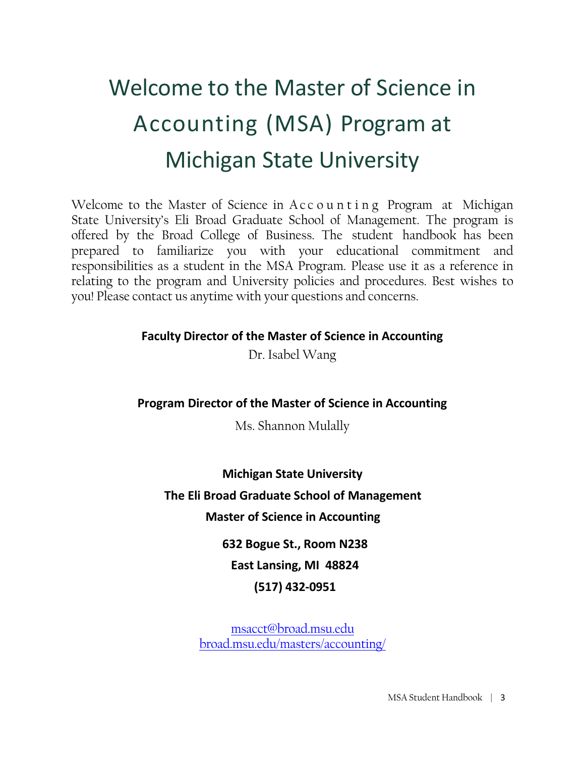# Welcome to the Master of Science in Accounting (MSA) Program at Michigan State University

Welcome to the Master of Science in Accounting Program at Michigan State University's Eli Broad Graduate School of Management. The program is offered by the Broad College of Business. The student handbook has been prepared to familiarize you with your educational commitment and responsibilities as a student in the MSA Program. Please use it as a reference in relating to the program and University policies and procedures. Best wishes to you! Please contact us anytime with your questions and concerns.

**Faculty Director of the Master of Science in Accounting**

Dr. Isabel Wang

**Program Director of the Master of Science in Accounting**

Ms. Shannon Mulally

**Michigan State University**

**The Eli Broad Graduate School of Management**

**Master of Science in Accounting**

**632 Bogue St., Room N238**

**East Lansing, MI 48824**

**(517) 432-0951**

msacct@broad.msu.edu
broad.msu.edu/masters/accounting/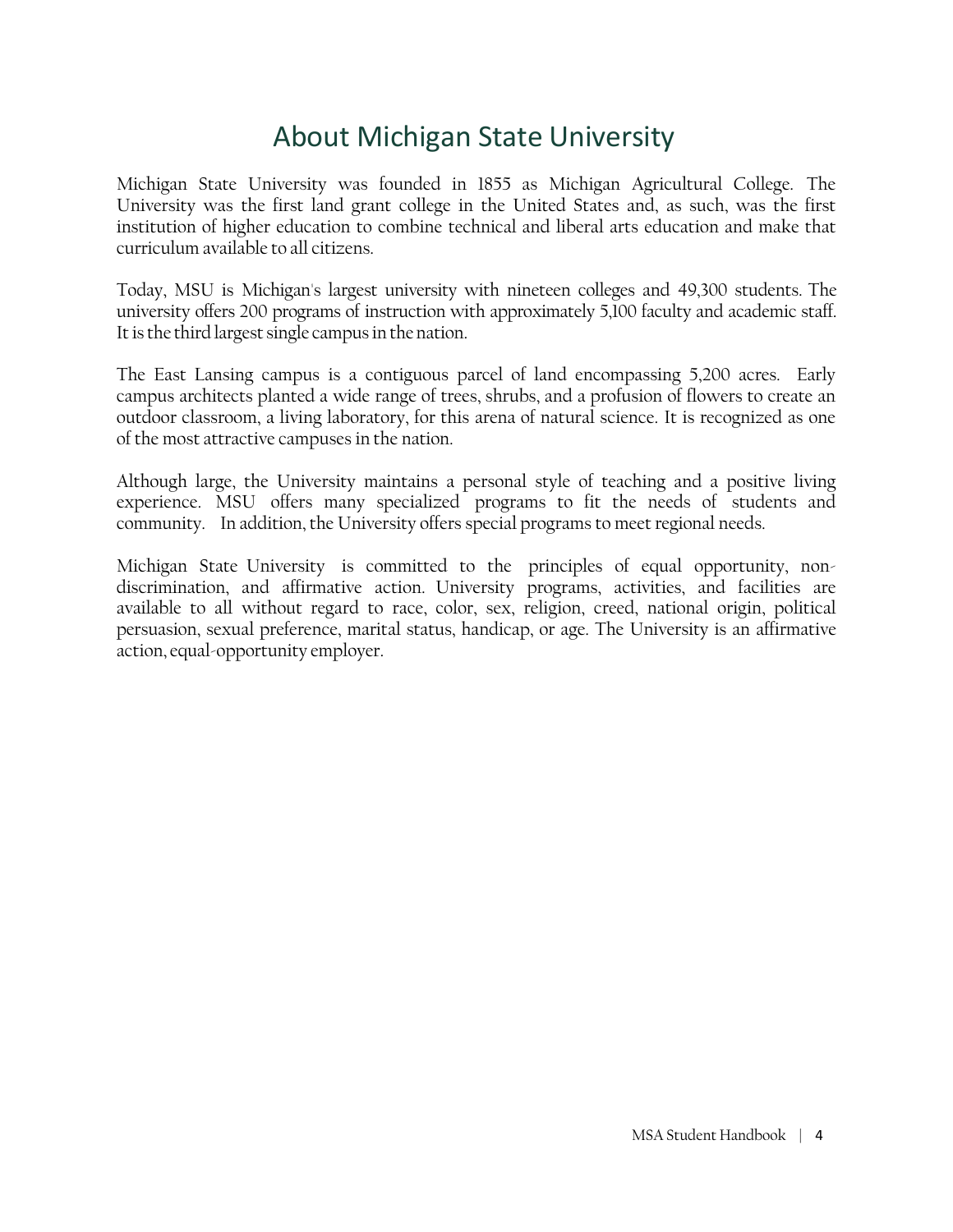# About Michigan State University

Michigan State University was founded in 1855 as Michigan Agricultural College. The University was the first land grant college in the United States and, as such, was the first institution of higher education to combine technical and liberal arts education and make that curriculum available to all citizens.

Today, MSU is Michigan's largest university with nineteen colleges and 49,300 students. The university offers 200 programs of instruction with approximately 5,100 faculty and academic staff. It is the third largest single campus in the nation.

The East Lansing campus is a contiguous parcel of land encompassing 5,200 acres. Early campus architects planted a wide range of trees, shrubs, and a profusion of flowers to create an outdoor classroom, a living laboratory, for this arena of natural science. It is recognized as one of the most attractive campuses in the nation.

Although large, the University maintains a personal style of teaching and a positive living experience. MSU offers many specialized programs to fit the needs of students and community. In addition, the University offers special programs to meet regional needs.

Michigan State University is committed to the principles of equal opportunity, non-discrimination, and affirmative action. University programs, activities, and facilities are available to all without regard to race, color, sex, religion, creed, national origin, political persuasion, sexual preference, marital status, handicap, or age. The University is an affirmative action, equal-opportunity employer.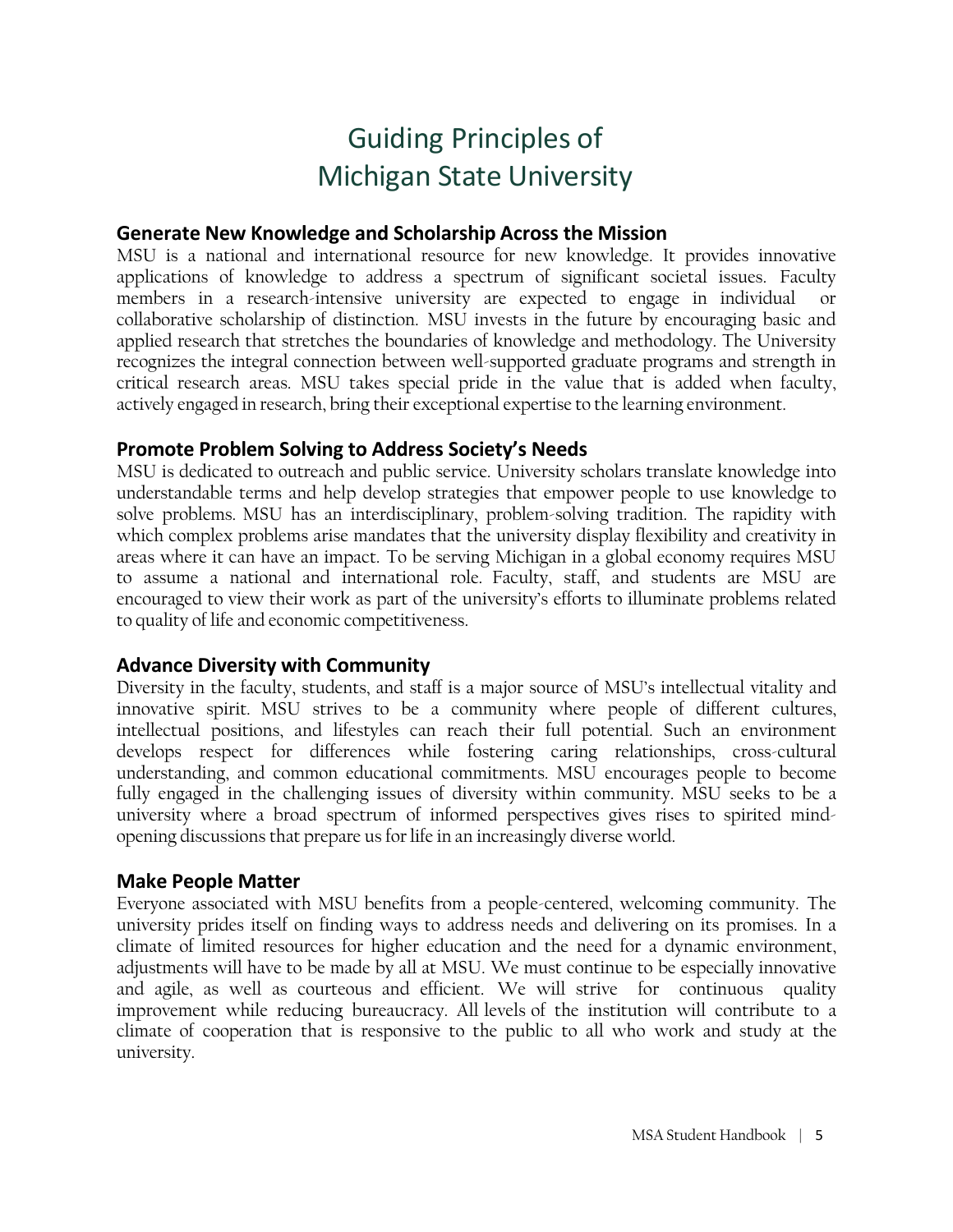# Guiding Principles of Michigan State University

## Generate New Knowledge and Scholarship Across the Mission

MSU is a national and international resource for new knowledge. It provides innovative applications of knowledge to address a spectrum of significant societal issues. Faculty members in a research-intensive university are expected to engage in individual or collaborative scholarship of distinction. MSU invests in the future by encouraging basic and applied research that stretches the boundaries of knowledge and methodology. The University recognizes the integral connection between well-supported graduate programs and strength in critical research areas. MSU takes special pride in the value that is added when faculty, actively engaged in research, bring their exceptional expertise to the learning environment.

## Promote Problem Solving to Address Society's Needs

MSU is dedicated to outreach and public service. University scholars translate knowledge into understandable terms and help develop strategies that empower people to use knowledge to solve problems. MSU has an interdisciplinary, problem-solving tradition. The rapidity with which complex problems arise mandates that the university display flexibility and creativity in areas where it can have an impact. To be serving Michigan in a global economy requires MSU to assume a national and international role. Faculty, staff, and students are MSU are encouraged to view their work as part of the university's efforts to illuminate problems related to quality of life and economic competitiveness.

## Advance Diversity with Community

Diversity in the faculty, students, and staff is a major source of MSU's intellectual vitality and innovative spirit. MSU strives to be a community where people of different cultures, intellectual positions, and lifestyles can reach their full potential. Such an environment develops respect for differences while fostering caring relationships, cross-cultural understanding, and common educational commitments. MSU encourages people to become fully engaged in the challenging issues of diversity within community. MSU seeks to be a university where a broad spectrum of informed perspectives gives rises to spirited mind-opening discussions that prepare us for life in an increasingly diverse world.

## Make People Matter

Everyone associated with MSU benefits from a people-centered, welcoming community. The university prides itself on finding ways to address needs and delivering on its promises. In a climate of limited resources for higher education and the need for a dynamic environment, adjustments will have to be made by all at MSU. We must continue to be especially innovative and agile, as well as courteous and efficient. We will strive for continuous quality improvement while reducing bureaucracy. All levels of the institution will contribute to a climate of cooperation that is responsive to the public to all who work and study at the university.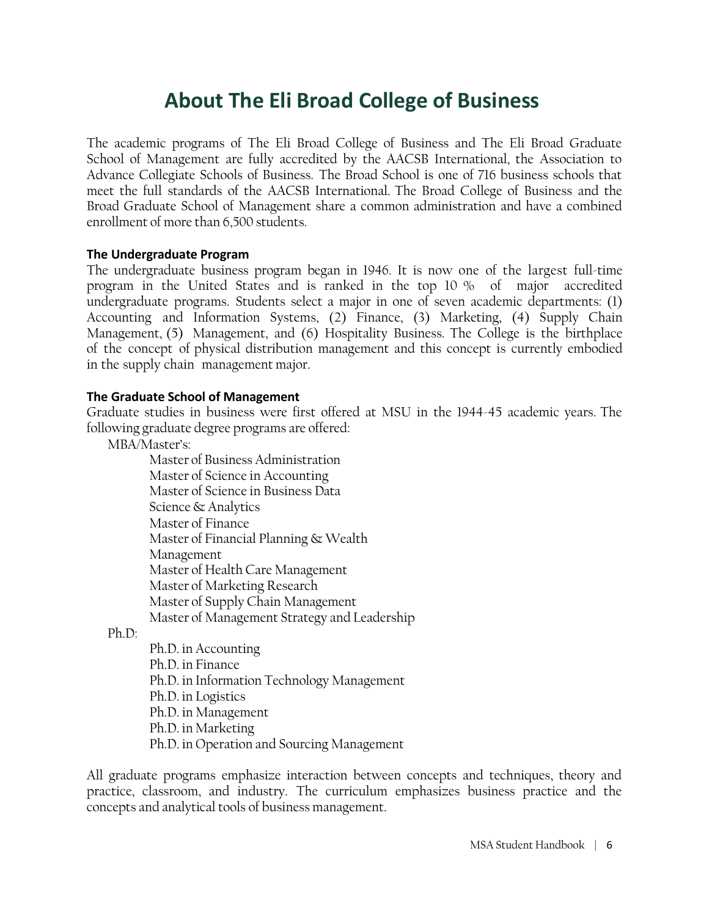# About The Eli Broad College of Business

The academic programs of The Eli Broad College of Business and The Eli Broad Graduate School of Management are fully accredited by the AACSB International, the Association to Advance Collegiate Schools of Business. The Broad School is one of 716 business schools that meet the full standards of the AACSB International. The Broad College of Business and the Broad Graduate School of Management share a common administration and have a combined enrollment of more than 6,500 students.

**The Undergraduate Program**

The undergraduate business program began in 1946. It is now one of the largest full-time program in the United States and is ranked in the top 10 % of major accredited undergraduate programs. Students select a major in one of seven academic departments: (1) Accounting and Information Systems, (2) Finance, (3) Marketing, (4) Supply Chain Management, (5) Management, and (6) Hospitality Business. The College is the birthplace of the concept of physical distribution management and this concept is currently embodied in the supply chain management major.

**The Graduate School of Management**

Graduate studies in business were first offered at MSU in the 1944-45 academic years. The following graduate degree programs are offered:

MBA/Master's:

- Master of Business Administration
- Master of Science in Accounting
- Master of Science in Business Data Science & Analytics
- Master of Finance
- Master of Financial Planning & Wealth Management
- Master of Health Care Management
- Master of Marketing Research
- Master of Supply Chain Management
- Master of Management Strategy and Leadership

Ph.D:

- Ph.D. in Accounting
- Ph.D. in Finance
- Ph.D. in Information Technology Management
- Ph.D. in Logistics
- Ph.D. in Management
- Ph.D. in Marketing
- Ph.D. in Operation and Sourcing Management

All graduate programs emphasize interaction between concepts and techniques, theory and practice, classroom, and industry. The curriculum emphasizes business practice and the concepts and analytical tools of business management.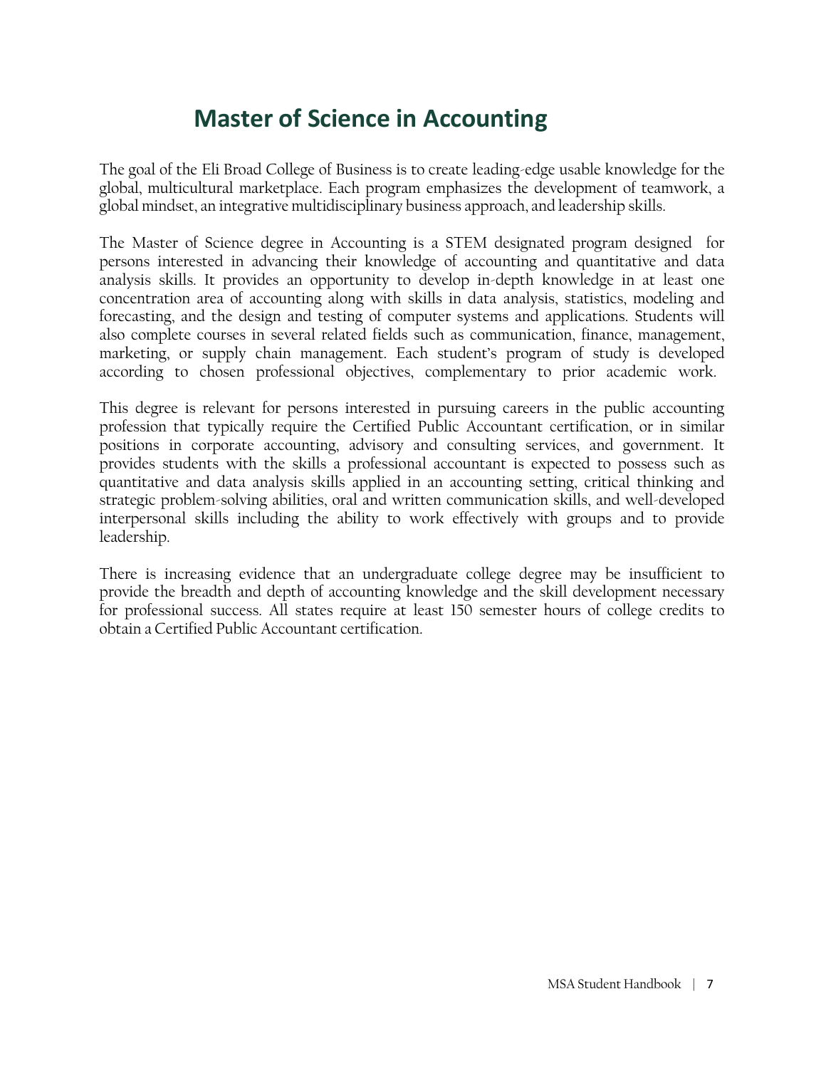# Master of Science in Accounting

The goal of the Eli Broad College of Business is to create leading-edge usable knowledge for the global, multicultural marketplace. Each program emphasizes the development of teamwork, a global mindset, an integrative multidisciplinary business approach, and leadership skills.

The Master of Science degree in Accounting is a STEM designated program designed for persons interested in advancing their knowledge of accounting and quantitative and data analysis skills. It provides an opportunity to develop in-depth knowledge in at least one concentration area of accounting along with skills in data analysis, statistics, modeling and forecasting, and the design and testing of computer systems and applications. Students will also complete courses in several related fields such as communication, finance, management, marketing, or supply chain management. Each student's program of study is developed according to chosen professional objectives, complementary to prior academic work.

This degree is relevant for persons interested in pursuing careers in the public accounting profession that typically require the Certified Public Accountant certification, or in similar positions in corporate accounting, advisory and consulting services, and government. It provides students with the skills a professional accountant is expected to possess such as quantitative and data analysis skills applied in an accounting setting, critical thinking and strategic problem-solving abilities, oral and written communication skills, and well-developed interpersonal skills including the ability to work effectively with groups and to provide leadership.

There is increasing evidence that an undergraduate college degree may be insufficient to provide the breadth and depth of accounting knowledge and the skill development necessary for professional success. All states require at least 150 semester hours of college credits to obtain a Certified Public Accountant certification.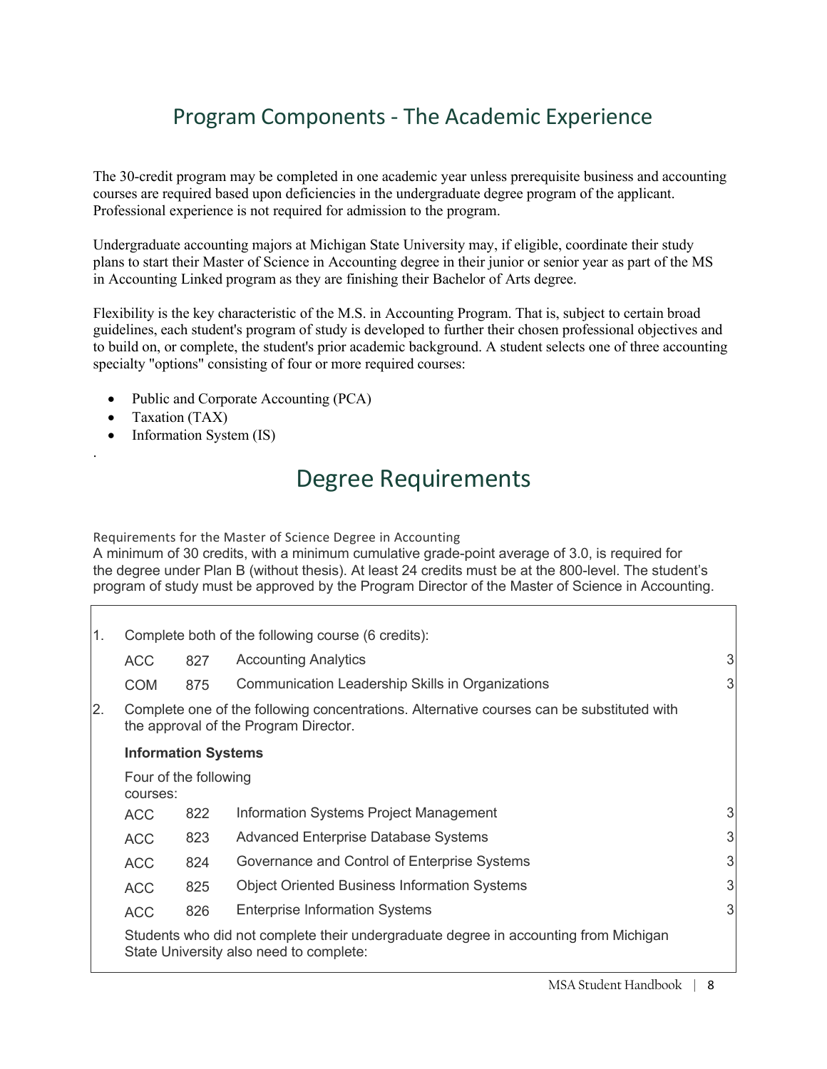## Program Components - The Academic Experience

The 30-credit program may be completed in one academic year unless prerequisite business and accounting courses are required based upon deficiencies in the undergraduate degree program of the applicant. Professional experience is not required for admission to the program.

Undergraduate accounting majors at Michigan State University may, if eligible, coordinate their study plans to start their Master of Science in Accounting degree in their junior or senior year as part of the MS in Accounting Linked program as they are finishing their Bachelor of Arts degree.

Flexibility is the key characteristic of the M.S. in Accounting Program. That is, subject to certain broad guidelines, each student's program of study is developed to further their chosen professional objectives and to build on, or complete, the student's prior academic background. A student selects one of three accounting specialty "options" consisting of four or more required courses:

- Public and Corporate Accounting (PCA)
- Taxation (TAX)
- Information System (IS)

.

## Degree Requirements

Requirements for the Master of Science Degree in Accounting

A minimum of 30 credits, with a minimum cumulative grade-point average of 3.0, is required for the degree under Plan B (without thesis). At least 24 credits must be at the 800-level. The student's program of study must be approved by the Program Director of the Master of Science in Accounting.

1. Complete both of the following course (6 credits):

| | | | |
|---|---|---|---|
| ACC | 827 | Accounting Analytics | 3 |
| COM | 875 | Communication Leadership Skills in Organizations | 3 |

2. Complete one of the following concentrations. Alternative courses can be substituted with the approval of the Program Director.

**Information Systems**

Four of the following courses:

| | | | |
|---|---|---|---|
| ACC | 822 | Information Systems Project Management | 3 |
| ACC | 823 | Advanced Enterprise Database Systems | 3 |
| ACC | 824 | Governance and Control of Enterprise Systems | 3 |
| ACC | 825 | Object Oriented Business Information Systems | 3 |
| ACC | 826 | Enterprise Information Systems | 3 |

Students who did not complete their undergraduate degree in accounting from Michigan State University also need to complete: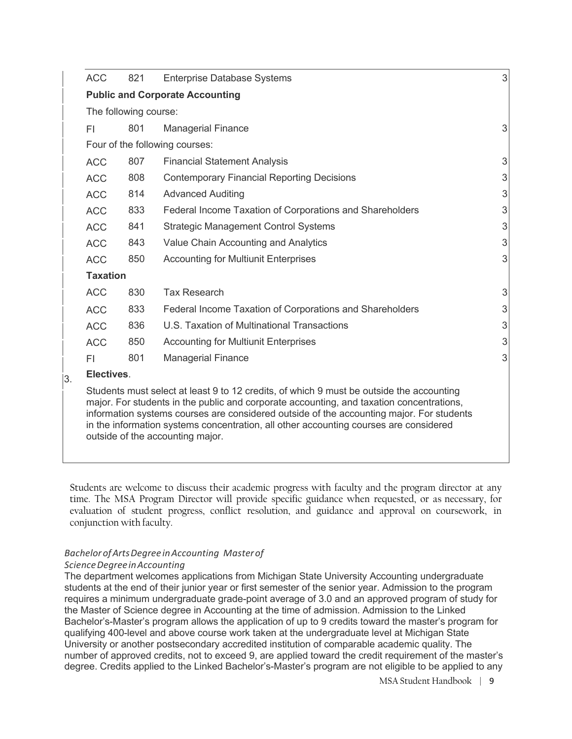| | | | |
|---|---|---|---|
| ACC | 821 | Enterprise Database Systems | 3 |
| **Public and Corporate Accounting** | | | |
| The following course: | | | |
| FI | 801 | Managerial Finance | 3 |
| Four of the following courses: | | | |
| ACC | 807 | Financial Statement Analysis | 3 |
| ACC | 808 | Contemporary Financial Reporting Decisions | 3 |
| ACC | 814 | Advanced Auditing | 3 |
| ACC | 833 | Federal Income Taxation of Corporations and Shareholders | 3 |
| ACC | 841 | Strategic Management Control Systems | 3 |
| ACC | 843 | Value Chain Accounting and Analytics | 3 |
| ACC | 850 | Accounting for Multiunit Enterprises | 3 |
| **Taxation** | | | |
| ACC | 830 | Tax Research | 3 |
| ACC | 833 | Federal Income Taxation of Corporations and Shareholders | 3 |
| ACC | 836 | U.S. Taxation of Multinational Transactions | 3 |
| ACC | 850 | Accounting for Multiunit Enterprises | 3 |
| FI | 801 | Managerial Finance | 3 |

3. **Electives**.

   Students must select at least 9 to 12 credits, of which 9 must be outside the accounting major. For students in the public and corporate accounting, and taxation concentrations, information systems courses are considered outside of the accounting major. For students in the information systems concentration, all other accounting courses are considered outside of the accounting major.

Students are welcome to discuss their academic progress with faculty and the program director at any time. The MSA Program Director will provide specific guidance when requested, or as necessary, for evaluation of student progress, conflict resolution, and guidance and approval on coursework, in conjunction with faculty.

*Bachelor of Arts Degree in Accounting Master of Science Degree in Accounting*

The department welcomes applications from Michigan State University Accounting undergraduate students at the end of their junior year or first semester of the senior year. Admission to the program requires a minimum undergraduate grade-point average of 3.0 and an approved program of study for the Master of Science degree in Accounting at the time of admission. Admission to the Linked Bachelor's-Master's program allows the application of up to 9 credits toward the master's program for qualifying 400-level and above course work taken at the undergraduate level at Michigan State University or another postsecondary accredited institution of comparable academic quality. The number of approved credits, not to exceed 9, are applied toward the credit requirement of the master's degree. Credits applied to the Linked Bachelor's-Master's program are not eligible to be applied to any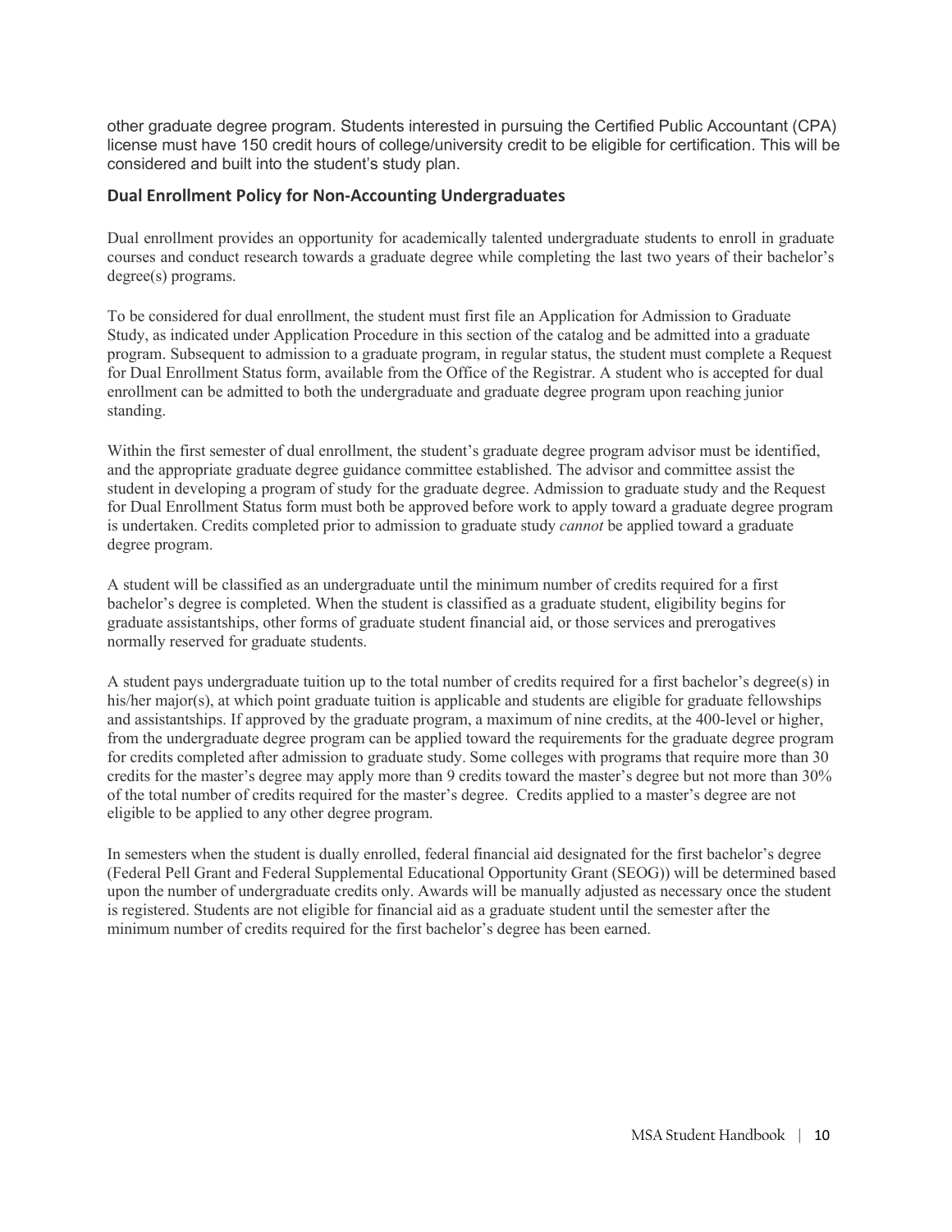other graduate degree program. Students interested in pursuing the Certified Public Accountant (CPA) license must have 150 credit hours of college/university credit to be eligible for certification. This will be considered and built into the student's study plan.

## Dual Enrollment Policy for Non-Accounting Undergraduates

Dual enrollment provides an opportunity for academically talented undergraduate students to enroll in graduate courses and conduct research towards a graduate degree while completing the last two years of their bachelor's degree(s) programs.

To be considered for dual enrollment, the student must first file an Application for Admission to Graduate Study, as indicated under Application Procedure in this section of the catalog and be admitted into a graduate program. Subsequent to admission to a graduate program, in regular status, the student must complete a Request for Dual Enrollment Status form, available from the Office of the Registrar. A student who is accepted for dual enrollment can be admitted to both the undergraduate and graduate degree program upon reaching junior standing.

Within the first semester of dual enrollment, the student's graduate degree program advisor must be identified, and the appropriate graduate degree guidance committee established. The advisor and committee assist the student in developing a program of study for the graduate degree. Admission to graduate study and the Request for Dual Enrollment Status form must both be approved before work to apply toward a graduate degree program is undertaken. Credits completed prior to admission to graduate study *cannot* be applied toward a graduate degree program.

A student will be classified as an undergraduate until the minimum number of credits required for a first bachelor's degree is completed. When the student is classified as a graduate student, eligibility begins for graduate assistantships, other forms of graduate student financial aid, or those services and prerogatives normally reserved for graduate students.

A student pays undergraduate tuition up to the total number of credits required for a first bachelor's degree(s) in his/her major(s), at which point graduate tuition is applicable and students are eligible for graduate fellowships and assistantships. If approved by the graduate program, a maximum of nine credits, at the 400-level or higher, from the undergraduate degree program can be applied toward the requirements for the graduate degree program for credits completed after admission to graduate study. Some colleges with programs that require more than 30 credits for the master's degree may apply more than 9 credits toward the master's degree but not more than 30% of the total number of credits required for the master's degree. Credits applied to a master's degree are not eligible to be applied to any other degree program.

In semesters when the student is dually enrolled, federal financial aid designated for the first bachelor's degree (Federal Pell Grant and Federal Supplemental Educational Opportunity Grant (SEOG)) will be determined based upon the number of undergraduate credits only. Awards will be manually adjusted as necessary once the student is registered. Students are not eligible for financial aid as a graduate student until the semester after the minimum number of credits required for the first bachelor's degree has been earned.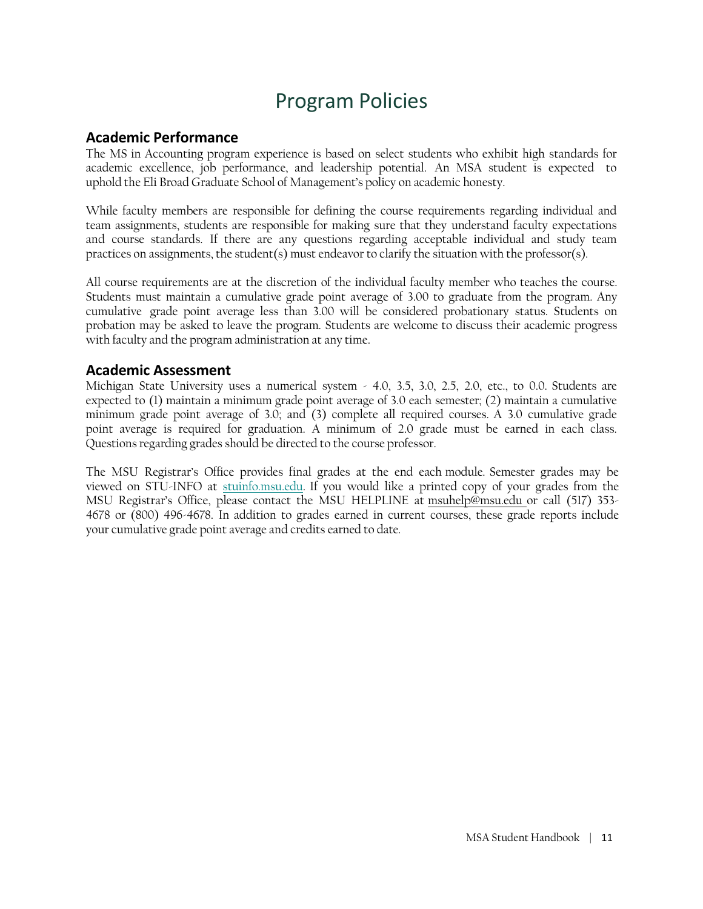# Program Policies

## Academic Performance

The MS in Accounting program experience is based on select students who exhibit high standards for academic excellence, job performance, and leadership potential. An MSA student is expected to uphold the Eli Broad Graduate School of Management's policy on academic honesty.

While faculty members are responsible for defining the course requirements regarding individual and team assignments, students are responsible for making sure that they understand faculty expectations and course standards. If there are any questions regarding acceptable individual and study team practices on assignments, the student(s) must endeavor to clarify the situation with the professor(s).

All course requirements are at the discretion of the individual faculty member who teaches the course. Students must maintain a cumulative grade point average of 3.00 to graduate from the program. Any cumulative grade point average less than 3.00 will be considered probationary status. Students on probation may be asked to leave the program. Students are welcome to discuss their academic progress with faculty and the program administration at any time.

## Academic Assessment

Michigan State University uses a numerical system - 4.0, 3.5, 3.0, 2.5, 2.0, etc., to 0.0. Students are expected to (1) maintain a minimum grade point average of 3.0 each semester; (2) maintain a cumulative minimum grade point average of 3.0; and (3) complete all required courses. A 3.0 cumulative grade point average is required for graduation. A minimum of 2.0 grade must be earned in each class. Questions regarding grades should be directed to the course professor.

The MSU Registrar's Office provides final grades at the end each module. Semester grades may be viewed on STU-INFO at stuinfo.msu.edu. If you would like a printed copy of your grades from the MSU Registrar's Office, please contact the MSU HELPLINE at msuhelp@msu.edu or call (517) 353-4678 or (800) 496-4678. In addition to grades earned in current courses, these grade reports include your cumulative grade point average and credits earned to date.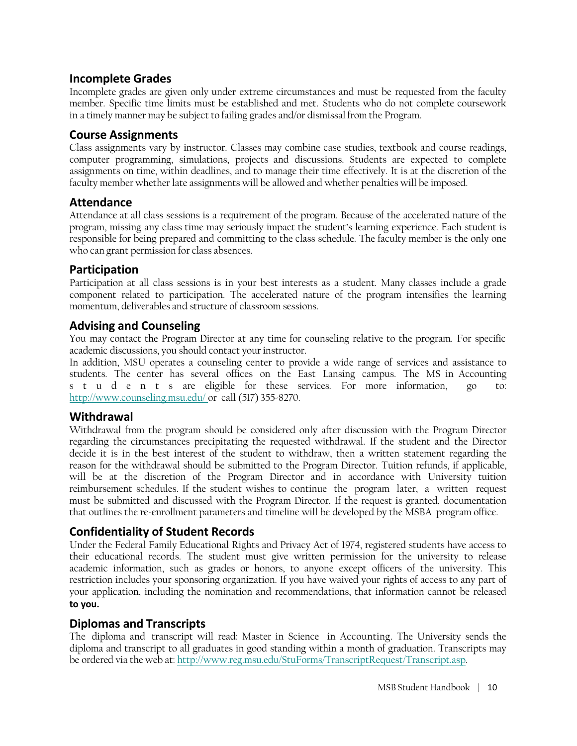## Incomplete Grades

Incomplete grades are given only under extreme circumstances and must be requested from the faculty member. Specific time limits must be established and met. Students who do not complete coursework in a timely manner may be subject to failing grades and/or dismissal from the Program.

## Course Assignments

Class assignments vary by instructor. Classes may combine case studies, textbook and course readings, computer programming, simulations, projects and discussions. Students are expected to complete assignments on time, within deadlines, and to manage their time effectively. It is at the discretion of the faculty member whether late assignments will be allowed and whether penalties will be imposed.

## Attendance

Attendance at all class sessions is a requirement of the program. Because of the accelerated nature of the program, missing any class time may seriously impact the student's learning experience. Each student is responsible for being prepared and committing to the class schedule. The faculty member is the only one who can grant permission for class absences.

## Participation

Participation at all class sessions is in your best interests as a student. Many classes include a grade component related to participation. The accelerated nature of the program intensifies the learning momentum, deliverables and structure of classroom sessions.

## Advising and Counseling

You may contact the Program Director at any time for counseling relative to the program. For specific academic discussions, you should contact your instructor.

In addition, MSU operates a counseling center to provide a wide range of services and assistance to students. The center has several offices on the East Lansing campus. The MS in Accounting students are eligible for these services. For more information, go to: http://www.counseling.msu.edu/ or call (517) 355-8270.

## Withdrawal

Withdrawal from the program should be considered only after discussion with the Program Director regarding the circumstances precipitating the requested withdrawal. If the student and the Director decide it is in the best interest of the student to withdraw, then a written statement regarding the reason for the withdrawal should be submitted to the Program Director. Tuition refunds, if applicable, will be at the discretion of the Program Director and in accordance with University tuition reimbursement schedules. If the student wishes to continue the program later, a written request must be submitted and discussed with the Program Director. If the request is granted, documentation that outlines the re-enrollment parameters and timeline will be developed by the MSBA program office.

## Confidentiality of Student Records

Under the Federal Family Educational Rights and Privacy Act of 1974, registered students have access to their educational records. The student must give written permission for the university to release academic information, such as grades or honors, to anyone except officers of the university. This restriction includes your sponsoring organization. If you have waived your rights of access to any part of your application, including the nomination and recommendations, that information cannot be released **to you.**

## Diplomas and Transcripts

The diploma and transcript will read: Master in Science in Accounting. The University sends the diploma and transcript to all graduates in good standing within a month of graduation. Transcripts may be ordered via the web at: http://www.reg.msu.edu/StuForms/TranscriptRequest/Transcript.asp.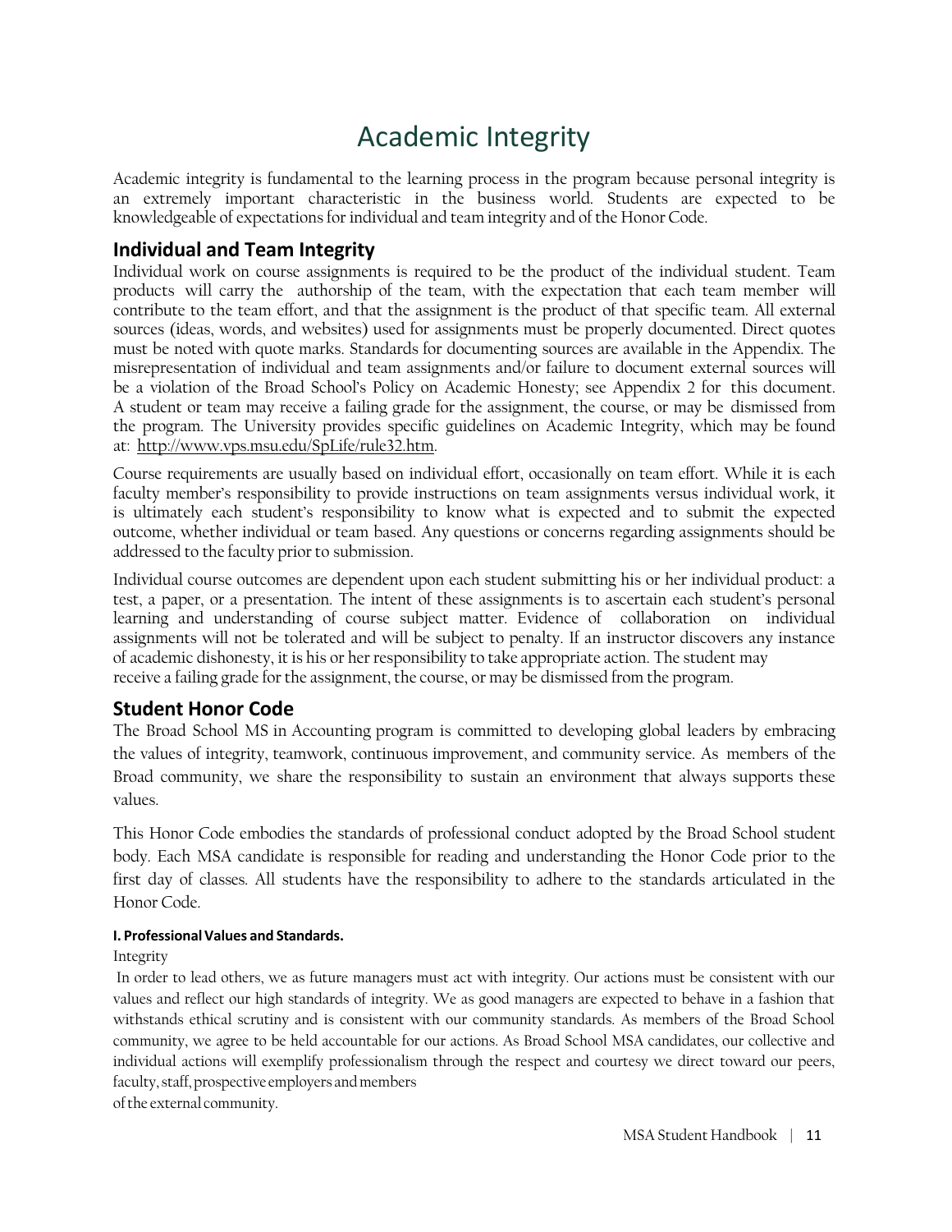# Academic Integrity

Academic integrity is fundamental to the learning process in the program because personal integrity is an extremely important characteristic in the business world. Students are expected to be knowledgeable of expectations for individual and team integrity and of the Honor Code.

## Individual and Team Integrity

Individual work on course assignments is required to be the product of the individual student. Team products will carry the authorship of the team, with the expectation that each team member will contribute to the team effort, and that the assignment is the product of that specific team. All external sources (ideas, words, and websites) used for assignments must be properly documented. Direct quotes must be noted with quote marks. Standards for documenting sources are available in the Appendix. The misrepresentation of individual and team assignments and/or failure to document external sources will be a violation of the Broad School's Policy on Academic Honesty; see Appendix 2 for this document. A student or team may receive a failing grade for the assignment, the course, or may be dismissed from the program. The University provides specific guidelines on Academic Integrity, which may be found at: http://www.vps.msu.edu/SpLife/rule32.htm.

Course requirements are usually based on individual effort, occasionally on team effort. While it is each faculty member's responsibility to provide instructions on team assignments versus individual work, it is ultimately each student's responsibility to know what is expected and to submit the expected outcome, whether individual or team based. Any questions or concerns regarding assignments should be addressed to the faculty prior to submission.

Individual course outcomes are dependent upon each student submitting his or her individual product: a test, a paper, or a presentation. The intent of these assignments is to ascertain each student's personal learning and understanding of course subject matter. Evidence of collaboration on individual assignments will not be tolerated and will be subject to penalty. If an instructor discovers any instance of academic dishonesty, it is his or her responsibility to take appropriate action. The student may receive a failing grade for the assignment, the course, or may be dismissed from the program.

## Student Honor Code

The Broad School MS in Accounting program is committed to developing global leaders by embracing the values of integrity, teamwork, continuous improvement, and community service. As members of the Broad community, we share the responsibility to sustain an environment that always supports these values.

This Honor Code embodies the standards of professional conduct adopted by the Broad School student body. Each MSA candidate is responsible for reading and understanding the Honor Code prior to the first day of classes. All students have the responsibility to adhere to the standards articulated in the Honor Code.

#### I. Professional Values and Standards.

Integrity

In order to lead others, we as future managers must act with integrity. Our actions must be consistent with our values and reflect our high standards of integrity. We as good managers are expected to behave in a fashion that withstands ethical scrutiny and is consistent with our community standards. As members of the Broad School community, we agree to be held accountable for our actions. As Broad School MSA candidates, our collective and individual actions will exemplify professionalism through the respect and courtesy we direct toward our peers, faculty, staff, prospective employers and members of the external community.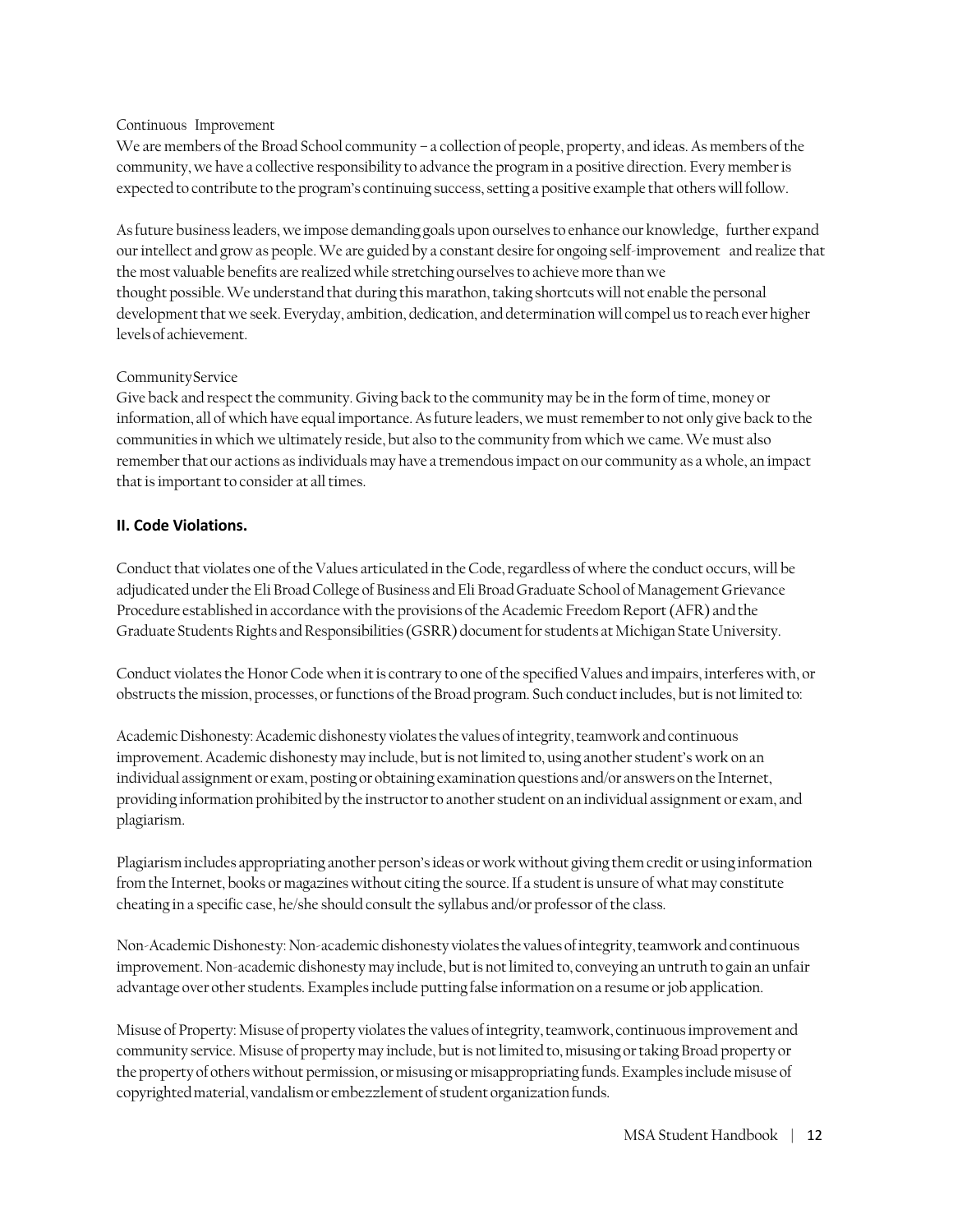Continuous Improvement

We are members of the Broad School community – a collection of people, property, and ideas. As members of the community, we have a collective responsibility to advance the program in a positive direction. Every member is expected to contribute to the program's continuing success, setting a positive example that others will follow.

As future business leaders, we impose demanding goals upon ourselves to enhance our knowledge, further expand our intellect and grow as people. We are guided by a constant desire for ongoing self-improvement and realize that the most valuable benefits are realized while stretching ourselves to achieve more than we thought possible. We understand that during this marathon, taking shortcuts will not enable the personal development that we seek. Everyday, ambition, dedication, and determination will compel us to reach ever higher levels of achievement.

Community Service

Give back and respect the community. Giving back to the community may be in the form of time, money or information, all of which have equal importance. As future leaders, we must remember to not only give back to the communities in which we ultimately reside, but also to the community from which we came. We must also remember that our actions as individuals may have a tremendous impact on our community as a whole, an impact that is important to consider at all times.

**II. Code Violations.**

Conduct that violates one of the Values articulated in the Code, regardless of where the conduct occurs, will be adjudicated under the Eli Broad College of Business and Eli Broad Graduate School of Management Grievance Procedure established in accordance with the provisions of the Academic Freedom Report (AFR) and the Graduate Students Rights and Responsibilities (GSRR) document for students at Michigan State University.

Conduct violates the Honor Code when it is contrary to one of the specified Values and impairs, interferes with, or obstructs the mission, processes, or functions of the Broad program. Such conduct includes, but is not limited to:

Academic Dishonesty: Academic dishonesty violates the values of integrity, teamwork and continuous improvement. Academic dishonesty may include, but is not limited to, using another student's work on an individual assignment or exam, posting or obtaining examination questions and/or answers on the Internet, providing information prohibited by the instructor to another student on an individual assignment or exam, and plagiarism.

Plagiarism includes appropriating another person's ideas or work without giving them credit or using information from the Internet, books or magazines without citing the source. If a student is unsure of what may constitute cheating in a specific case, he/she should consult the syllabus and/or professor of the class.

Non-Academic Dishonesty: Non-academic dishonesty violates the values of integrity, teamwork and continuous improvement. Non-academic dishonesty may include, but is not limited to, conveying an untruth to gain an unfair advantage over other students. Examples include putting false information on a resume or job application.

Misuse of Property: Misuse of property violates the values of integrity, teamwork, continuous improvement and community service. Misuse of property may include, but is not limited to, misusing or taking Broad property or the property of others without permission, or misusing or misappropriating funds. Examples include misuse of copyrighted material, vandalism or embezzlement of student organization funds.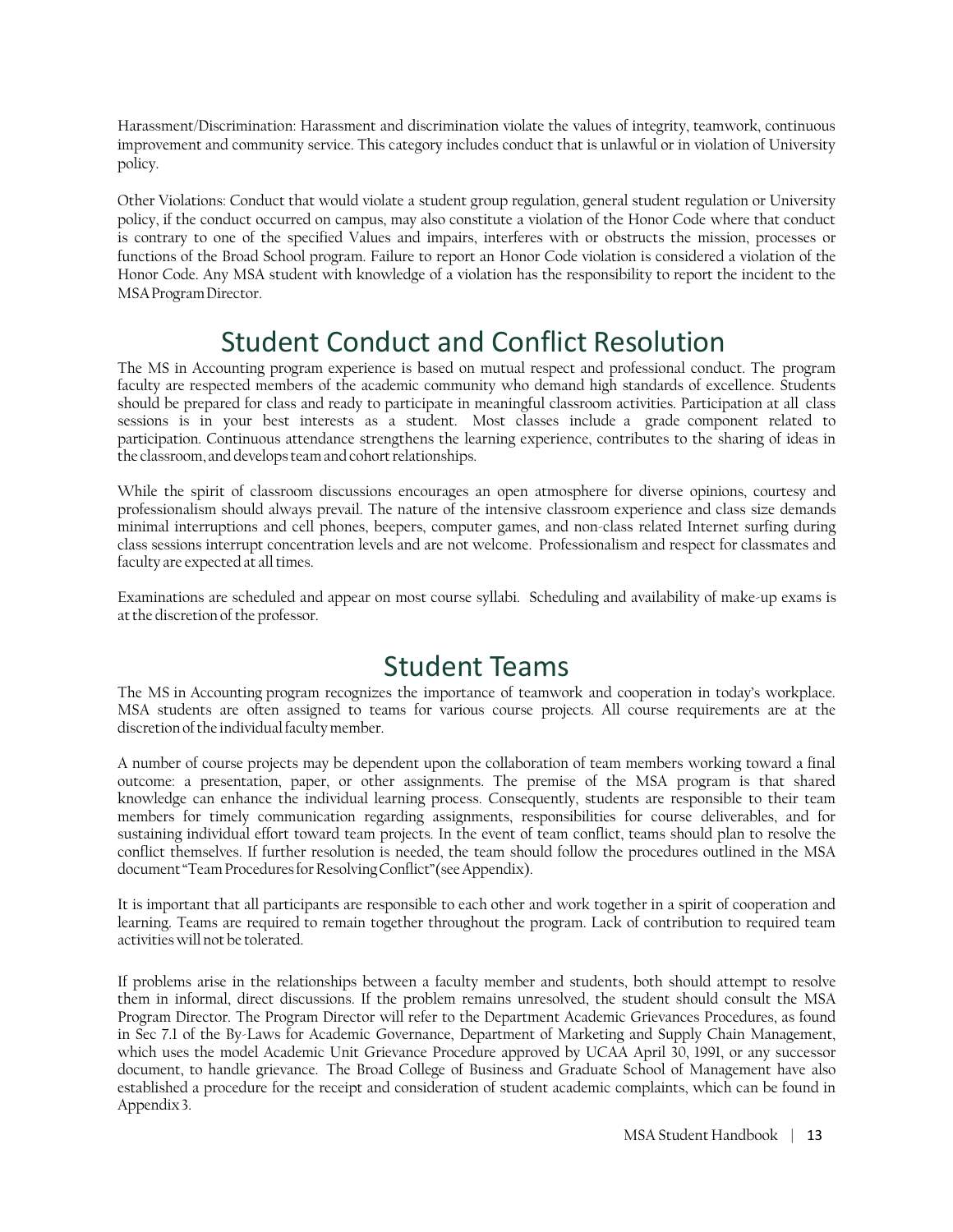Harassment/Discrimination: Harassment and discrimination violate the values of integrity, teamwork, continuous improvement and community service. This category includes conduct that is unlawful or in violation of University policy.

Other Violations: Conduct that would violate a student group regulation, general student regulation or University policy, if the conduct occurred on campus, may also constitute a violation of the Honor Code where that conduct is contrary to one of the specified Values and impairs, interferes with or obstructs the mission, processes or functions of the Broad School program. Failure to report an Honor Code violation is considered a violation of the Honor Code. Any MSA student with knowledge of a violation has the responsibility to report the incident to the MSA Program Director.

# Student Conduct and Conflict Resolution

The MS in Accounting program experience is based on mutual respect and professional conduct. The program faculty are respected members of the academic community who demand high standards of excellence. Students should be prepared for class and ready to participate in meaningful classroom activities. Participation at all class sessions is in your best interests as a student. Most classes include a grade component related to participation. Continuous attendance strengthens the learning experience, contributes to the sharing of ideas in the classroom, and develops team and cohort relationships.

While the spirit of classroom discussions encourages an open atmosphere for diverse opinions, courtesy and professionalism should always prevail. The nature of the intensive classroom experience and class size demands minimal interruptions and cell phones, beepers, computer games, and non-class related Internet surfing during class sessions interrupt concentration levels and are not welcome. Professionalism and respect for classmates and faculty are expected at all times.

Examinations are scheduled and appear on most course syllabi. Scheduling and availability of make-up exams is at the discretion of the professor.

# Student Teams

The MS in Accounting program recognizes the importance of teamwork and cooperation in today's workplace. MSA students are often assigned to teams for various course projects. All course requirements are at the discretion of the individual faculty member.

A number of course projects may be dependent upon the collaboration of team members working toward a final outcome: a presentation, paper, or other assignments. The premise of the MSA program is that shared knowledge can enhance the individual learning process. Consequently, students are responsible to their team members for timely communication regarding assignments, responsibilities for course deliverables, and for sustaining individual effort toward team projects. In the event of team conflict, teams should plan to resolve the conflict themselves. If further resolution is needed, the team should follow the procedures outlined in the MSA document "Team Procedures for Resolving Conflict" (see Appendix).

It is important that all participants are responsible to each other and work together in a spirit of cooperation and learning. Teams are required to remain together throughout the program. Lack of contribution to required team activities will not be tolerated.

If problems arise in the relationships between a faculty member and students, both should attempt to resolve them in informal, direct discussions. If the problem remains unresolved, the student should consult the MSA Program Director. The Program Director will refer to the Department Academic Grievances Procedures, as found in Sec 7.1 of the By-Laws for Academic Governance, Department of Marketing and Supply Chain Management, which uses the model Academic Unit Grievance Procedure approved by UCAA April 30, 1991, or any successor document, to handle grievance. The Broad College of Business and Graduate School of Management have also established a procedure for the receipt and consideration of student academic complaints, which can be found in Appendix 3.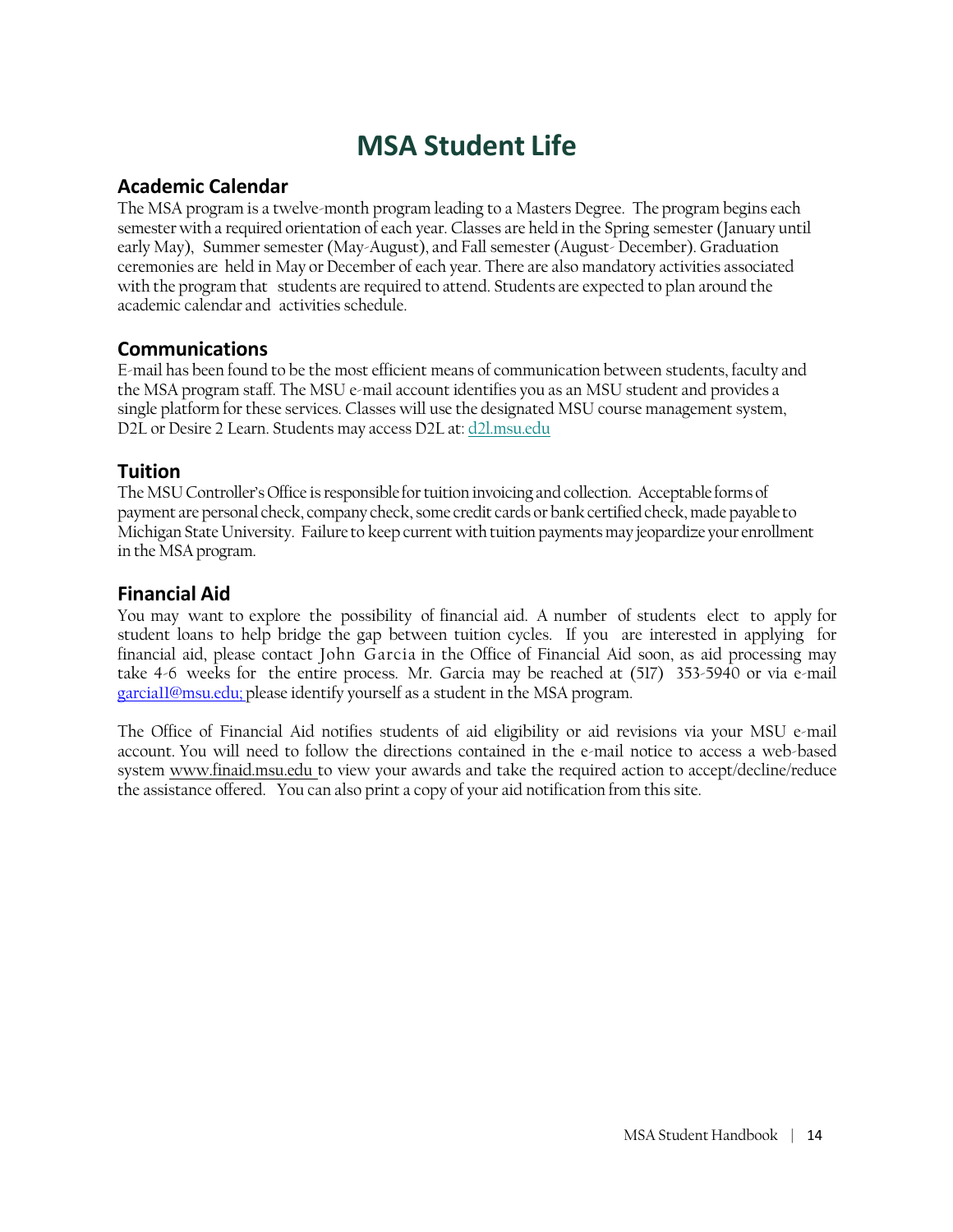# MSA Student Life

## Academic Calendar

The MSA program is a twelve-month program leading to a Masters Degree. The program begins each semester with a required orientation of each year. Classes are held in the Spring semester (January until early May), Summer semester (May-August), and Fall semester (August- December). Graduation ceremonies are held in May or December of each year. There are also mandatory activities associated with the program that students are required to attend. Students are expected to plan around the academic calendar and activities schedule.

## Communications

E-mail has been found to be the most efficient means of communication between students, faculty and the MSA program staff. The MSU e-mail account identifies you as an MSU student and provides a single platform for these services. Classes will use the designated MSU course management system, D2L or Desire 2 Learn. Students may access D2L at: d2l.msu.edu

## Tuition

The MSU Controller's Office is responsible for tuition invoicing and collection. Acceptable forms of payment are personal check, company check, some credit cards or bank certified check, made payable to Michigan State University. Failure to keep current with tuition payments may jeopardize your enrollment in the MSA program.

## Financial Aid

You may want to explore the possibility of financial aid. A number of students elect to apply for student loans to help bridge the gap between tuition cycles. If you are interested in applying for financial aid, please contact John Garcia in the Office of Financial Aid soon, as aid processing may take 4-6 weeks for the entire process. Mr. Garcia may be reached at (517) 353-5940 or via e-mail garcia11@msu.edu; please identify yourself as a student in the MSA program.

The Office of Financial Aid notifies students of aid eligibility or aid revisions via your MSU e-mail account. You will need to follow the directions contained in the e-mail notice to access a web-based system www.finaid.msu.edu to view your awards and take the required action to accept/decline/reduce the assistance offered. You can also print a copy of your aid notification from this site.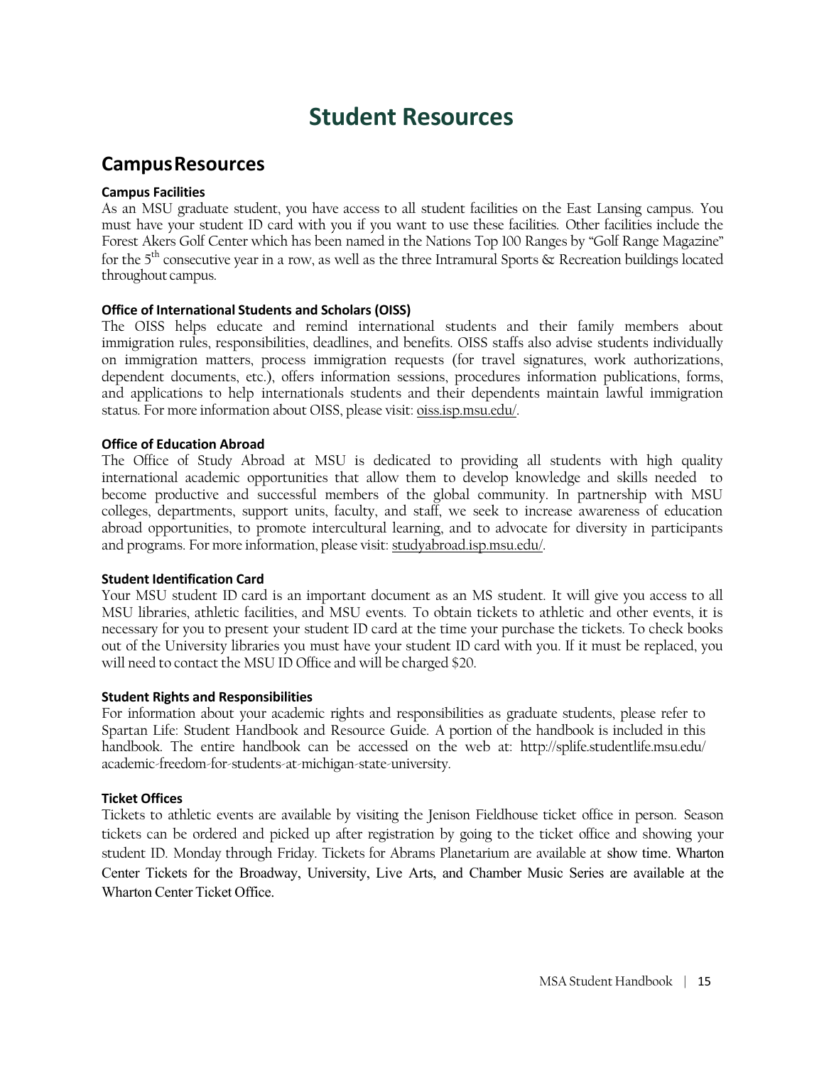# Student Resources

## Campus Resources

### Campus Facilities

As an MSU graduate student, you have access to all student facilities on the East Lansing campus. You must have your student ID card with you if you want to use these facilities. Other facilities include the Forest Akers Golf Center which has been named in the Nations Top 100 Ranges by "Golf Range Magazine" for the 5th consecutive year in a row, as well as the three Intramural Sports & Recreation buildings located throughout campus.

### Office of International Students and Scholars (OISS)

The OISS helps educate and remind international students and their family members about immigration rules, responsibilities, deadlines, and benefits. OISS staffs also advise students individually on immigration matters, process immigration requests (for travel signatures, work authorizations, dependent documents, etc.), offers information sessions, procedures information publications, forms, and applications to help internationals students and their dependents maintain lawful immigration status. For more information about OISS, please visit: oiss.isp.msu.edu/.

### Office of Education Abroad

The Office of Study Abroad at MSU is dedicated to providing all students with high quality international academic opportunities that allow them to develop knowledge and skills needed to become productive and successful members of the global community. In partnership with MSU colleges, departments, support units, faculty, and staff, we seek to increase awareness of education abroad opportunities, to promote intercultural learning, and to advocate for diversity in participants and programs. For more information, please visit: studyabroad.isp.msu.edu/.

### Student Identification Card

Your MSU student ID card is an important document as an MS student. It will give you access to all MSU libraries, athletic facilities, and MSU events. To obtain tickets to athletic and other events, it is necessary for you to present your student ID card at the time your purchase the tickets. To check books out of the University libraries you must have your student ID card with you. If it must be replaced, you will need to contact the MSU ID Office and will be charged $20.

### Student Rights and Responsibilities

For information about your academic rights and responsibilities as graduate students, please refer to Spartan Life: Student Handbook and Resource Guide. A portion of the handbook is included in this handbook. The entire handbook can be accessed on the web at: http://splife.studentlife.msu.edu/academic-freedom-for-students-at-michigan-state-university.

### Ticket Offices

Tickets to athletic events are available by visiting the Jenison Fieldhouse ticket office in person. Season tickets can be ordered and picked up after registration by going to the ticket office and showing your student ID. Monday through Friday. Tickets for Abrams Planetarium are available at show time. Wharton Center Tickets for the Broadway, University, Live Arts, and Chamber Music Series are available at the Wharton Center Ticket Office.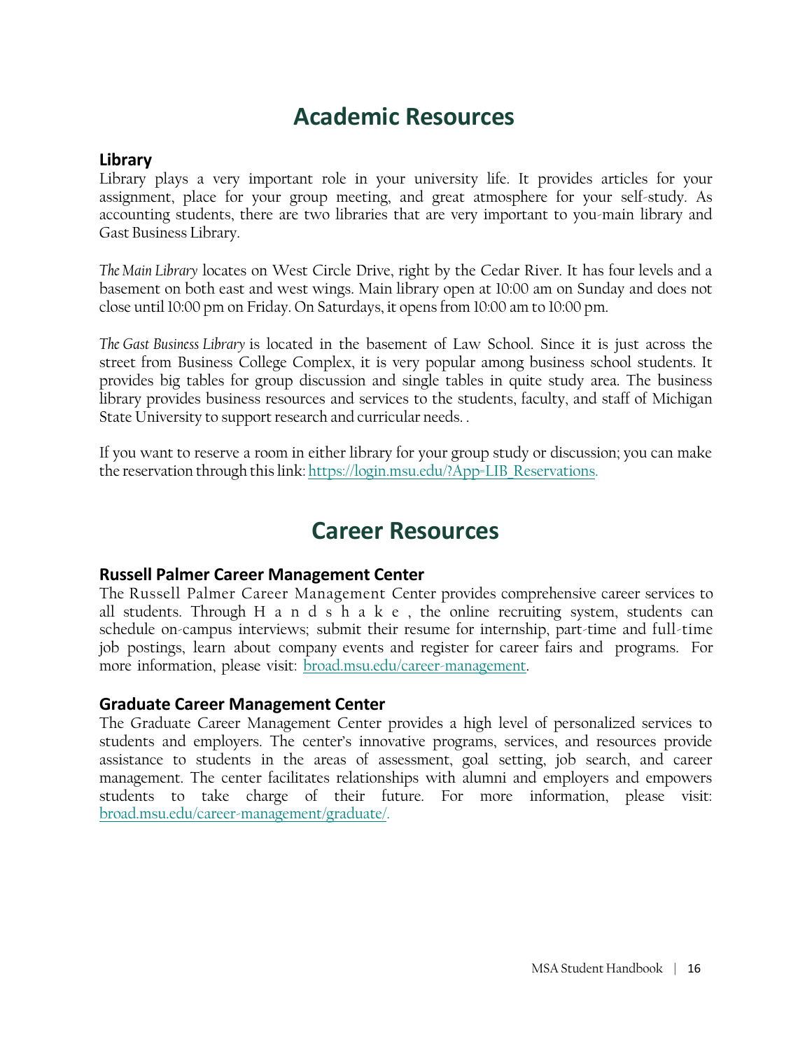# Academic Resources

## Library

Library plays a very important role in your university life. It provides articles for your assignment, place for your group meeting, and great atmosphere for your self-study. As accounting students, there are two libraries that are very important to you-main library and Gast Business Library.

*The Main Library* locates on West Circle Drive, right by the Cedar River. It has four levels and a basement on both east and west wings. Main library open at 10:00 am on Sunday and does not close until 10:00 pm on Friday. On Saturdays, it opens from 10:00 am to 10:00 pm.

*The Gast Business Library* is located in the basement of Law School. Since it is just across the street from Business College Complex, it is very popular among business school students. It provides big tables for group discussion and single tables in quite study area. The business library provides business resources and services to the students, faculty, and staff of Michigan State University to support research and curricular needs. .

If you want to reserve a room in either library for your group study or discussion; you can make the reservation through this link: https://login.msu.edu/?App=LIB_Reservations.

# Career Resources

## Russell Palmer Career Management Center

The Russell Palmer Career Management Center provides comprehensive career services to all students. Through Handshake, the online recruiting system, students can schedule on-campus interviews; submit their resume for internship, part-time and full-time job postings, learn about company events and register for career fairs and programs. For more information, please visit: broad.msu.edu/career-management.

## Graduate Career Management Center

The Graduate Career Management Center provides a high level of personalized services to students and employers. The center's innovative programs, services, and resources provide assistance to students in the areas of assessment, goal setting, job search, and career management. The center facilitates relationships with alumni and employers and empowers students to take charge of their future. For more information, please visit: broad.msu.edu/career-management/graduate/.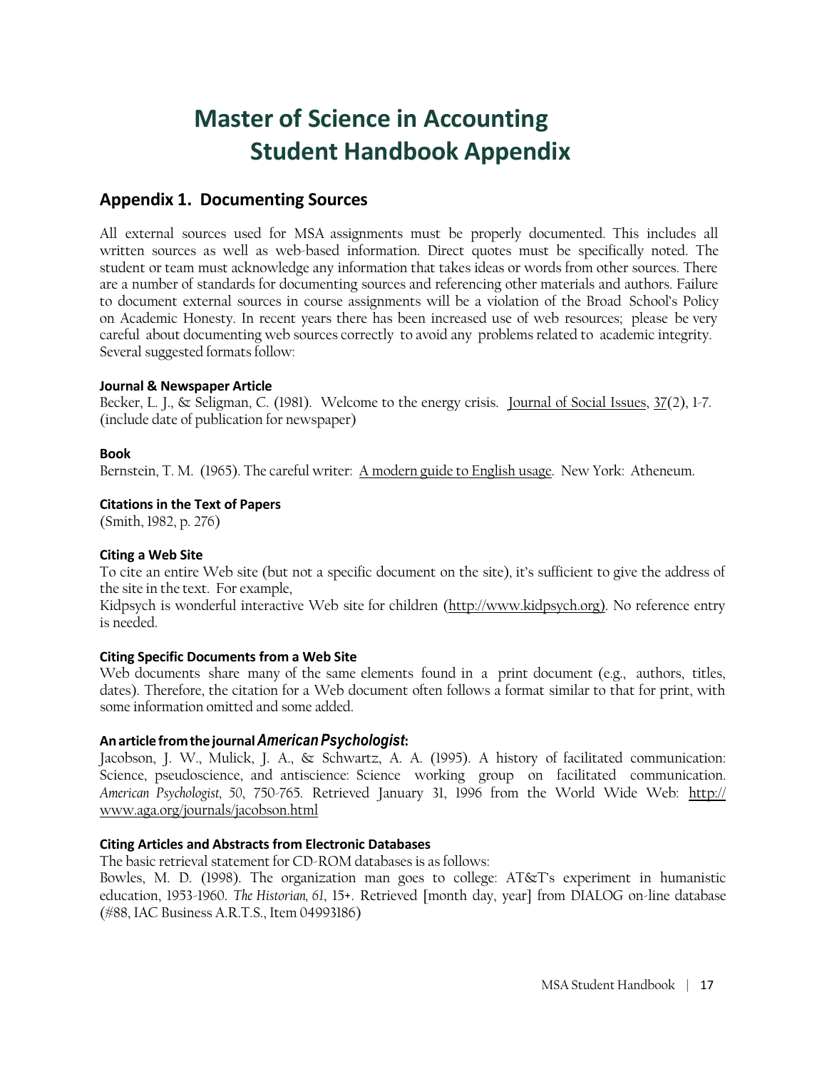# Master of Science in Accounting
# Student Handbook Appendix

## Appendix 1. Documenting Sources

All external sources used for MSA assignments must be properly documented. This includes all written sources as well as web-based information. Direct quotes must be specifically noted. The student or team must acknowledge any information that takes ideas or words from other sources. There are a number of standards for documenting sources and referencing other materials and authors. Failure to document external sources in course assignments will be a violation of the Broad School's Policy on Academic Honesty. In recent years there has been increased use of web resources; please be very careful about documenting web sources correctly to avoid any problems related to academic integrity. Several suggested formats follow:

#### Journal & Newspaper Article

Becker, L. J., & Seligman, C. (1981). Welcome to the energy crisis. Journal of Social Issues, 37(2), 1-7. (include date of publication for newspaper)

#### Book

Bernstein, T. M. (1965). The careful writer: A modern guide to English usage. New York: Atheneum.

#### Citations in the Text of Papers

(Smith, 1982, p. 276)

#### Citing a Web Site

To cite an entire Web site (but not a specific document on the site), it's sufficient to give the address of the site in the text. For example,

Kidpsych is wonderful interactive Web site for children (http://www.kidpsych.org). No reference entry is needed.

#### Citing Specific Documents from a Web Site

Web documents share many of the same elements found in a print document (e.g., authors, titles, dates). Therefore, the citation for a Web document often follows a format similar to that for print, with some information omitted and some added.

#### An article from the journal *American Psychologist*:

Jacobson, J. W., Mulick, J. A., & Schwartz, A. A. (1995). A history of facilitated communication: Science, pseudoscience, and antiscience: Science working group on facilitated communication. *American Psychologist, 50*, 750-765. Retrieved January 31, 1996 from the World Wide Web: http://www.aga.org/journals/jacobson.html

#### Citing Articles and Abstracts from Electronic Databases

The basic retrieval statement for CD-ROM databases is as follows:

Bowles, M. D. (1998). The organization man goes to college: AT&T's experiment in humanistic education, 1953-1960. *The Historian, 61*, 15+. Retrieved [month day, year] from DIALOG on-line database (#88, IAC Business A.R.T.S., Item 04993186)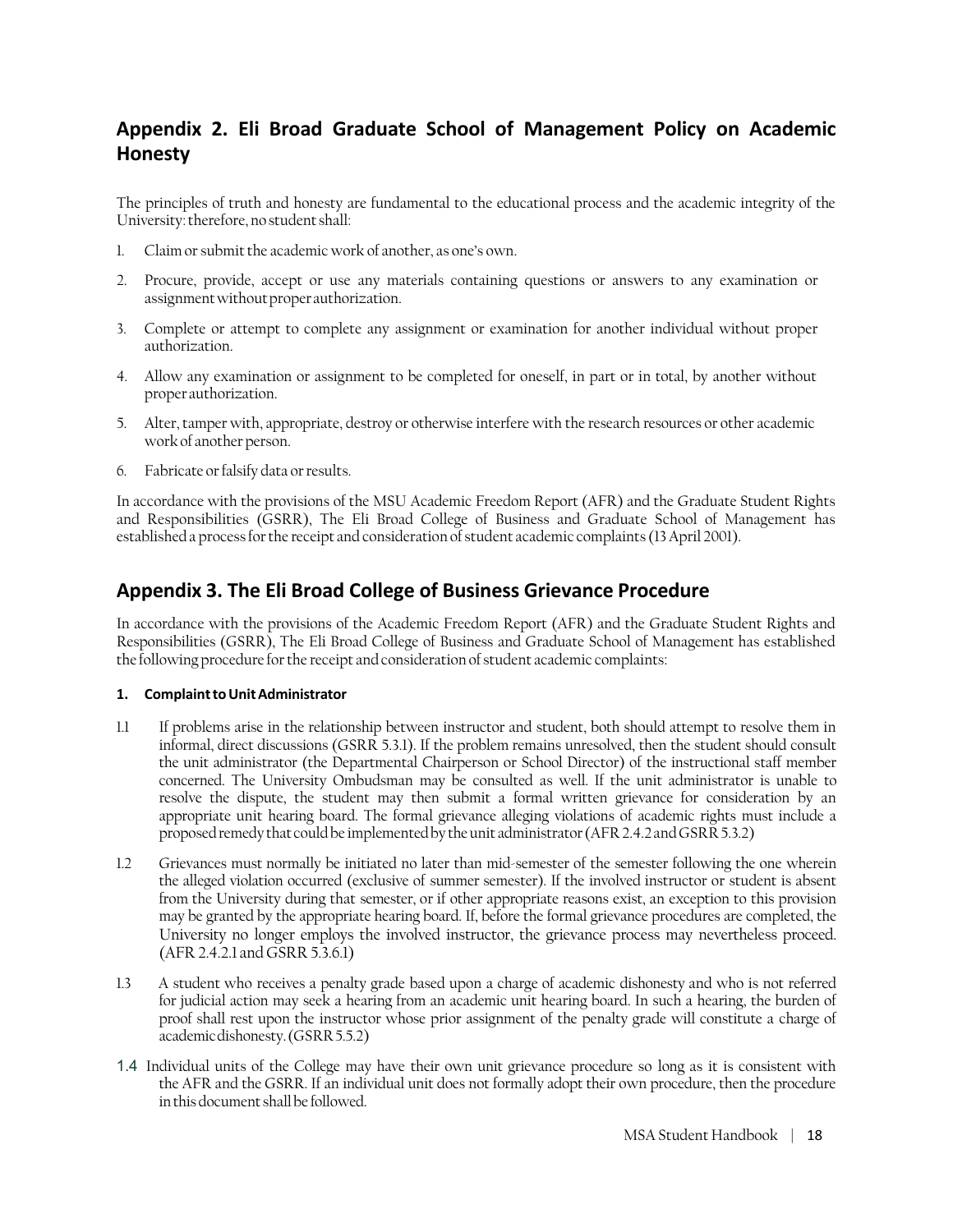## Appendix 2. Eli Broad Graduate School of Management Policy on Academic Honesty

The principles of truth and honesty are fundamental to the educational process and the academic integrity of the University: therefore, no student shall:

1. Claim or submit the academic work of another, as one's own.
2. Procure, provide, accept or use any materials containing questions or answers to any examination or assignment without proper authorization.
3. Complete or attempt to complete any assignment or examination for another individual without proper authorization.
4. Allow any examination or assignment to be completed for oneself, in part or in total, by another without proper authorization.
5. Alter, tamper with, appropriate, destroy or otherwise interfere with the research resources or other academic work of another person.
6. Fabricate or falsify data or results.

In accordance with the provisions of the MSU Academic Freedom Report (AFR) and the Graduate Student Rights and Responsibilities (GSRR), The Eli Broad College of Business and Graduate School of Management has established a process for the receipt and consideration of student academic complaints (13 April 2001).

## Appendix 3. The Eli Broad College of Business Grievance Procedure

In accordance with the provisions of the Academic Freedom Report (AFR) and the Graduate Student Rights and Responsibilities (GSRR), The Eli Broad College of Business and Graduate School of Management has established the following procedure for the receipt and consideration of student academic complaints:

#### 1. Complaint to Unit Administrator

1.1 If problems arise in the relationship between instructor and student, both should attempt to resolve them in informal, direct discussions (GSRR 5.3.1). If the problem remains unresolved, then the student should consult the unit administrator (the Departmental Chairperson or School Director) of the instructional staff member concerned. The University Ombudsman may be consulted as well. If the unit administrator is unable to resolve the dispute, the student may then submit a formal written grievance for consideration by an appropriate unit hearing board. The formal grievance alleging violations of academic rights must include a proposed remedy that could be implemented by the unit administrator (AFR 2.4.2 and GSRR 5.3.2)

1.2 Grievances must normally be initiated no later than mid-semester of the semester following the one wherein the alleged violation occurred (exclusive of summer semester). If the involved instructor or student is absent from the University during that semester, or if other appropriate reasons exist, an exception to this provision may be granted by the appropriate hearing board. If, before the formal grievance procedures are completed, the University no longer employs the involved instructor, the grievance process may nevertheless proceed. (AFR 2.4.2.1 and GSRR 5.3.6.1)

1.3 A student who receives a penalty grade based upon a charge of academic dishonesty and who is not referred for judicial action may seek a hearing from an academic unit hearing board. In such a hearing, the burden of proof shall rest upon the instructor whose prior assignment of the penalty grade will constitute a charge of academic dishonesty. (GSRR 5.5.2)

1.4 Individual units of the College may have their own unit grievance procedure so long as it is consistent with the AFR and the GSRR. If an individual unit does not formally adopt their own procedure, then the procedure in this document shall be followed.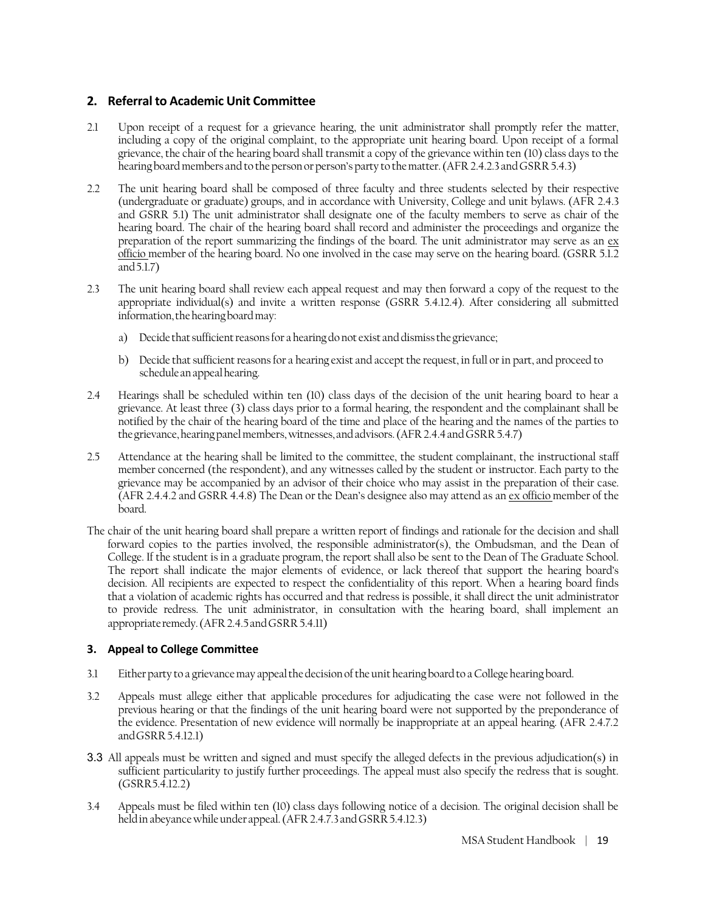## 2. Referral to Academic Unit Committee

2.1 Upon receipt of a request for a grievance hearing, the unit administrator shall promptly refer the matter, including a copy of the original complaint, to the appropriate unit hearing board. Upon receipt of a formal grievance, the chair of the hearing board shall transmit a copy of the grievance within ten (10) class days to the hearing board members and to the person or person's party to the matter. (AFR 2.4.2.3 and GSRR 5.4.3)

2.2 The unit hearing board shall be composed of three faculty and three students selected by their respective (undergraduate or graduate) groups, and in accordance with University, College and unit bylaws. (AFR 2.4.3 and GSRR 5.1) The unit administrator shall designate one of the faculty members to serve as chair of the hearing board. The chair of the hearing board shall record and administer the proceedings and organize the preparation of the report summarizing the findings of the board. The unit administrator may serve as an ex officio member of the hearing board. No one involved in the case may serve on the hearing board. (GSRR 5.1.2 and 5.1.7)

2.3 The unit hearing board shall review each appeal request and may then forward a copy of the request to the appropriate individual(s) and invite a written response (GSRR 5.4.12.4). After considering all submitted information, the hearing board may:

   a) Decide that sufficient reasons for a hearing do not exist and dismiss the grievance;

   b) Decide that sufficient reasons for a hearing exist and accept the request, in full or in part, and proceed to schedule an appeal hearing.

2.4 Hearings shall be scheduled within ten (10) class days of the decision of the unit hearing board to hear a grievance. At least three (3) class days prior to a formal hearing, the respondent and the complainant shall be notified by the chair of the hearing board of the time and place of the hearing and the names of the parties to the grievance, hearing panel members, witnesses, and advisors. (AFR 2.4.4 and GSRR 5.4.7)

2.5 Attendance at the hearing shall be limited to the committee, the student complainant, the instructional staff member concerned (the respondent), and any witnesses called by the student or instructor. Each party to the grievance may be accompanied by an advisor of their choice who may assist in the preparation of their case. (AFR 2.4.4.2 and GSRR 4.4.8) The Dean or the Dean's designee also may attend as an ex officio member of the board.

The chair of the unit hearing board shall prepare a written report of findings and rationale for the decision and shall forward copies to the parties involved, the responsible administrator(s), the Ombudsman, and the Dean of College. If the student is in a graduate program, the report shall also be sent to the Dean of The Graduate School. The report shall indicate the major elements of evidence, or lack thereof that support the hearing board's decision. All recipients are expected to respect the confidentiality of this report. When a hearing board finds that a violation of academic rights has occurred and that redress is possible, it shall direct the unit administrator to provide redress. The unit administrator, in consultation with the hearing board, shall implement an appropriate remedy. (AFR 2.4.5 and GSRR 5.4.11)

## 3. Appeal to College Committee

3.1 Either party to a grievance may appeal the decision of the unit hearing board to a College hearing board.

3.2 Appeals must allege either that applicable procedures for adjudicating the case were not followed in the previous hearing or that the findings of the unit hearing board were not supported by the preponderance of the evidence. Presentation of new evidence will normally be inappropriate at an appeal hearing. (AFR 2.4.7.2 and GSRR 5.4.12.1)

3.3 All appeals must be written and signed and must specify the alleged defects in the previous adjudication(s) in sufficient particularity to justify further proceedings. The appeal must also specify the redress that is sought. (GSRR 5.4.12.2)

3.4 Appeals must be filed within ten (10) class days following notice of a decision. The original decision shall be held in abeyance while under appeal. (AFR 2.4.7.3 and GSRR 5.4.12.3)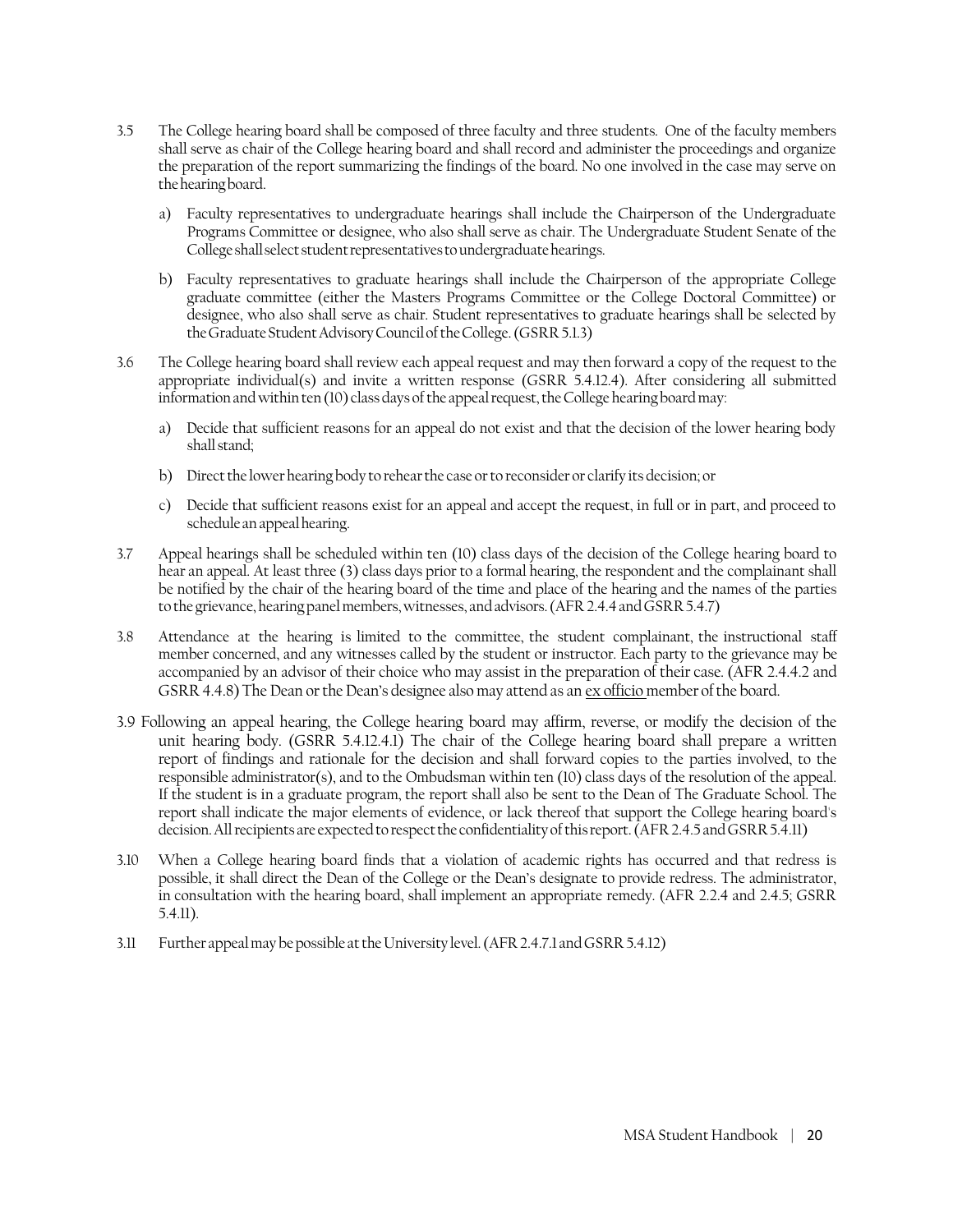3.5 The College hearing board shall be composed of three faculty and three students. One of the faculty members shall serve as chair of the College hearing board and shall record and administer the proceedings and organize the preparation of the report summarizing the findings of the board. No one involved in the case may serve on the hearing board.

   a) Faculty representatives to undergraduate hearings shall include the Chairperson of the Undergraduate Programs Committee or designee, who also shall serve as chair. The Undergraduate Student Senate of the College shall select student representatives to undergraduate hearings.

   b) Faculty representatives to graduate hearings shall include the Chairperson of the appropriate College graduate committee (either the Masters Programs Committee or the College Doctoral Committee) or designee, who also shall serve as chair. Student representatives to graduate hearings shall be selected by the Graduate Student Advisory Council of the College. (GSRR 5.1.3)

3.6 The College hearing board shall review each appeal request and may then forward a copy of the request to the appropriate individual(s) and invite a written response (GSRR 5.4.12.4). After considering all submitted information and within ten (10) class days of the appeal request, the College hearing board may:

   a) Decide that sufficient reasons for an appeal do not exist and that the decision of the lower hearing body shall stand;

   b) Direct the lower hearing body to rehear the case or to reconsider or clarify its decision; or

   c) Decide that sufficient reasons exist for an appeal and accept the request, in full or in part, and proceed to schedule an appeal hearing.

3.7 Appeal hearings shall be scheduled within ten (10) class days of the decision of the College hearing board to hear an appeal. At least three (3) class days prior to a formal hearing, the respondent and the complainant shall be notified by the chair of the hearing board of the time and place of the hearing and the names of the parties to the grievance, hearing panel members, witnesses, and advisors. (AFR 2.4.4 and GSRR 5.4.7)

3.8 Attendance at the hearing is limited to the committee, the student complainant, the instructional staff member concerned, and any witnesses called by the student or instructor. Each party to the grievance may be accompanied by an advisor of their choice who may assist in the preparation of their case. (AFR 2.4.4.2 and GSRR 4.4.8) The Dean or the Dean's designee also may attend as an <u>ex officio</u> member of the board.

3.9 Following an appeal hearing, the College hearing board may affirm, reverse, or modify the decision of the unit hearing body. (GSRR 5.4.12.4.1) The chair of the College hearing board shall prepare a written report of findings and rationale for the decision and shall forward copies to the parties involved, to the responsible administrator(s), and to the Ombudsman within ten (10) class days of the resolution of the appeal. If the student is in a graduate program, the report shall also be sent to the Dean of The Graduate School. The report shall indicate the major elements of evidence, or lack thereof that support the College hearing board's decision. All recipients are expected to respect the confidentiality of this report. (AFR 2.4.5 and GSRR 5.4.11)

3.10 When a College hearing board finds that a violation of academic rights has occurred and that redress is possible, it shall direct the Dean of the College or the Dean's designate to provide redress. The administrator, in consultation with the hearing board, shall implement an appropriate remedy. (AFR 2.2.4 and 2.4.5; GSRR 5.4.11).

3.11 Further appeal may be possible at the University level. (AFR 2.4.7.1 and GSRR 5.4.12)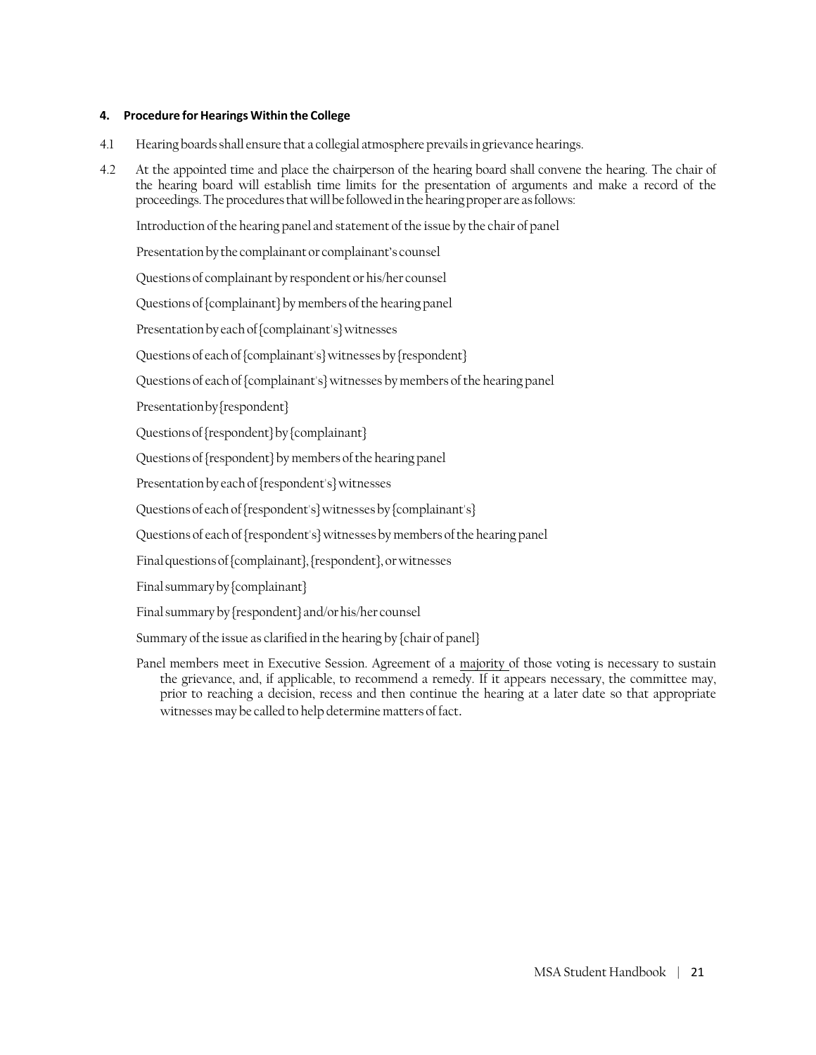#### 4. Procedure for Hearings Within the College

4.1 Hearing boards shall ensure that a collegial atmosphere prevails in grievance hearings.

4.2 At the appointed time and place the chairperson of the hearing board shall convene the hearing. The chair of the hearing board will establish time limits for the presentation of arguments and make a record of the proceedings. The procedures that will be followed in the hearing proper are as follows:

Introduction of the hearing panel and statement of the issue by the chair of panel

Presentation by the complainant or complainant's counsel

Questions of complainant by respondent or his/her counsel

Questions of {complainant} by members of the hearing panel

Presentation by each of {complainant's} witnesses

Questions of each of {complainant's} witnesses by {respondent}

Questions of each of {complainant's} witnesses by members of the hearing panel

Presentation by {respondent}

Questions of {respondent} by {complainant}

Questions of {respondent} by members of the hearing panel

Presentation by each of {respondent's} witnesses

Questions of each of {respondent's} witnesses by {complainant's}

Questions of each of {respondent's} witnesses by members of the hearing panel

Final questions of {complainant}, {respondent}, or witnesses

Final summary by {complainant}

Final summary by {respondent} and/or his/her counsel

Summary of the issue as clarified in the hearing by {chair of panel}

Panel members meet in Executive Session. Agreement of a majority of those voting is necessary to sustain the grievance, and, if applicable, to recommend a remedy. If it appears necessary, the committee may, prior to reaching a decision, recess and then continue the hearing at a later date so that appropriate witnesses may be called to help determine matters of fact.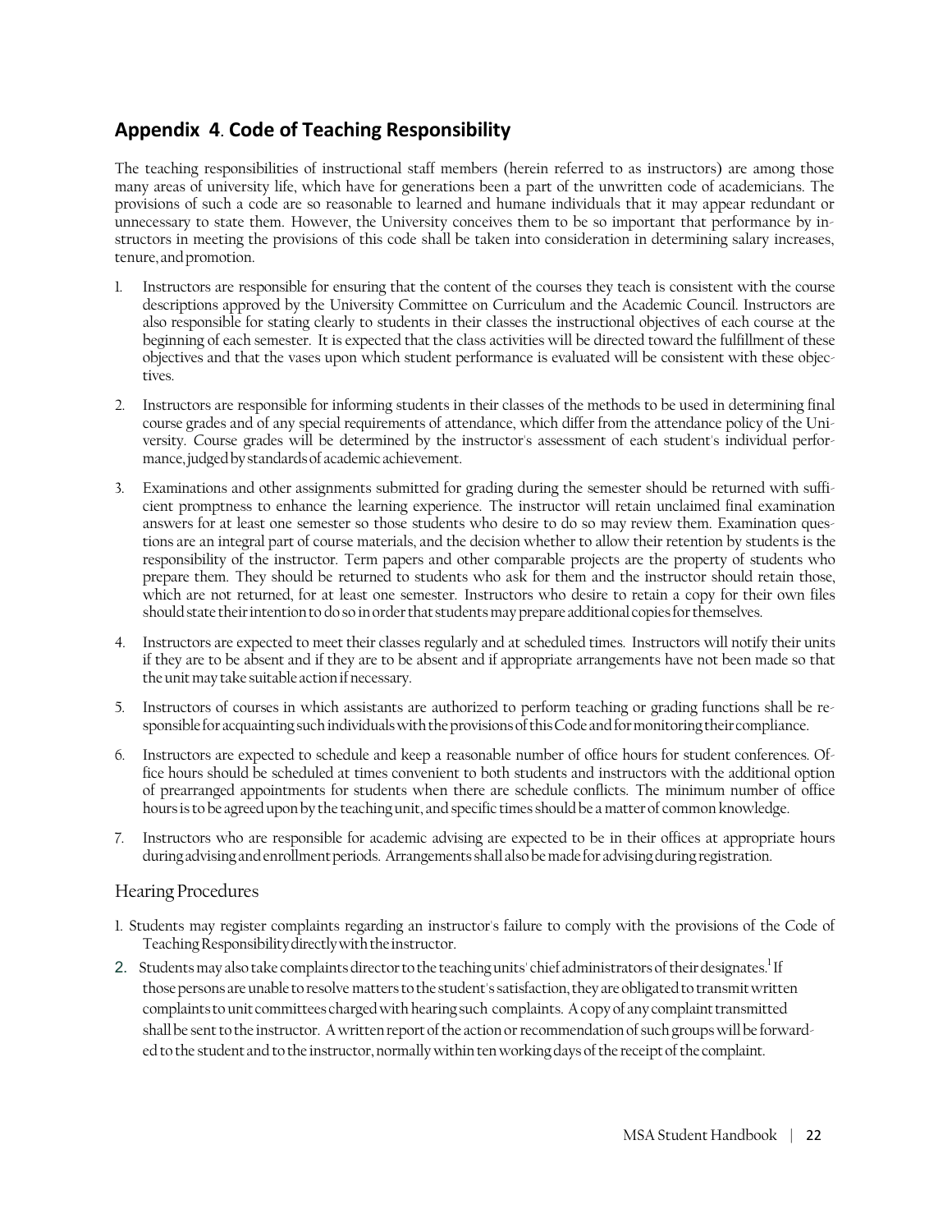## Appendix 4. Code of Teaching Responsibility

The teaching responsibilities of instructional staff members (herein referred to as instructors) are among those many areas of university life, which have for generations been a part of the unwritten code of academicians. The provisions of such a code are so reasonable to learned and humane individuals that it may appear redundant or unnecessary to state them. However, the University conceives them to be so important that performance by instructors in meeting the provisions of this code shall be taken into consideration in determining salary increases, tenure, and promotion.

1. Instructors are responsible for ensuring that the content of the courses they teach is consistent with the course descriptions approved by the University Committee on Curriculum and the Academic Council. Instructors are also responsible for stating clearly to students in their classes the instructional objectives of each course at the beginning of each semester. It is expected that the class activities will be directed toward the fulfillment of these objectives and that the vases upon which student performance is evaluated will be consistent with these objectives.
2. Instructors are responsible for informing students in their classes of the methods to be used in determining final course grades and of any special requirements of attendance, which differ from the attendance policy of the University. Course grades will be determined by the instructor's assessment of each student's individual performance, judged by standards of academic achievement.
3. Examinations and other assignments submitted for grading during the semester should be returned with sufficient promptness to enhance the learning experience. The instructor will retain unclaimed final examination answers for at least one semester so those students who desire to do so may review them. Examination questions are an integral part of course materials, and the decision whether to allow their retention by students is the responsibility of the instructor. Term papers and other comparable projects are the property of students who prepare them. They should be returned to students who ask for them and the instructor should retain those, which are not returned, for at least one semester. Instructors who desire to retain a copy for their own files should state their intention to do so in order that students may prepare additional copies for themselves.
4. Instructors are expected to meet their classes regularly and at scheduled times. Instructors will notify their units if they are to be absent and if they are to be absent and if appropriate arrangements have not been made so that the unit may take suitable action if necessary.
5. Instructors of courses in which assistants are authorized to perform teaching or grading functions shall be responsible for acquainting such individuals with the provisions of this Code and for monitoring their compliance.
6. Instructors are expected to schedule and keep a reasonable number of office hours for student conferences. Office hours should be scheduled at times convenient to both students and instructors with the additional option of prearranged appointments for students when there are schedule conflicts. The minimum number of office hours is to be agreed upon by the teaching unit, and specific times should be a matter of common knowledge.
7. Instructors who are responsible for academic advising are expected to be in their offices at appropriate hours during advising and enrollment periods. Arrangements shall also be made for advising during registration.

### Hearing Procedures

1. Students may register complaints regarding an instructor's failure to comply with the provisions of the Code of Teaching Responsibility directly with the instructor.
2. Students may also take complaints director to the teaching units' chief administrators of their designates.[1] If those persons are unable to resolve matters to the student's satisfaction, they are obligated to transmit written complaints to unit committees charged with hearing such complaints. A copy of any complaint transmitted shall be sent to the instructor. A written report of the action or recommendation of such groups will be forwarded to the student and to the instructor, normally within ten working days of the receipt of the complaint.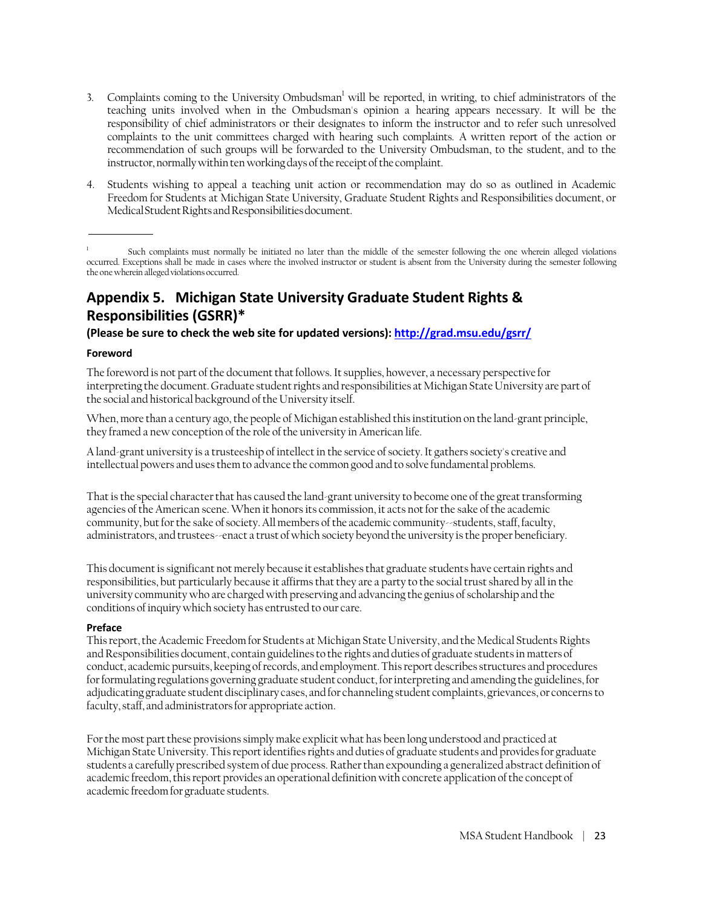3. Complaints coming to the University Ombudsman[1] will be reported, in writing, to chief administrators of the teaching units involved when in the Ombudsman's opinion a hearing appears necessary. It will be the responsibility of chief administrators or their designates to inform the instructor and to refer such unresolved complaints to the unit committees charged with hearing such complaints. A written report of the action or recommendation of such groups will be forwarded to the University Ombudsman, to the student, and to the instructor, normally within ten working days of the receipt of the complaint.

4. Students wishing to appeal a teaching unit action or recommendation may do so as outlined in Academic Freedom for Students at Michigan State University, Graduate Student Rights and Responsibilities document, or Medical Student Rights and Responsibilities document.

---

[1] Such complaints must normally be initiated no later than the middle of the semester following the one wherein alleged violations occurred. Exceptions shall be made in cases where the involved instructor or student is absent from the University during the semester following the one wherein alleged violations occurred.

## Appendix 5. Michigan State University Graduate Student Rights & Responsibilities (GSRR)*

**(Please be sure to check the web site for updated versions): http://grad.msu.edu/gsrr/**

### Foreword

The foreword is not part of the document that follows. It supplies, however, a necessary perspective for interpreting the document. Graduate student rights and responsibilities at Michigan State University are part of the social and historical background of the University itself.

When, more than a century ago, the people of Michigan established this institution on the land-grant principle, they framed a new conception of the role of the university in American life.

A land-grant university is a trusteeship of intellect in the service of society. It gathers society's creative and intellectual powers and uses them to advance the common good and to solve fundamental problems.

That is the special character that has caused the land-grant university to become one of the great transforming agencies of the American scene. When it honors its commission, it acts not for the sake of the academic community, but for the sake of society. All members of the academic community--students, staff, faculty, administrators, and trustees--enact a trust of which society beyond the university is the proper beneficiary.

This document is significant not merely because it establishes that graduate students have certain rights and responsibilities, but particularly because it affirms that they are a party to the social trust shared by all in the university community who are charged with preserving and advancing the genius of scholarship and the conditions of inquiry which society has entrusted to our care.

### Preface

This report, the Academic Freedom for Students at Michigan State University, and the Medical Students Rights and Responsibilities document, contain guidelines to the rights and duties of graduate students in matters of conduct, academic pursuits, keeping of records, and employment. This report describes structures and procedures for formulating regulations governing graduate student conduct, for interpreting and amending the guidelines, for adjudicating graduate student disciplinary cases, and for channeling student complaints, grievances, or concerns to faculty, staff, and administrators for appropriate action.

For the most part these provisions simply make explicit what has been long understood and practiced at Michigan State University. This report identifies rights and duties of graduate students and provides for graduate students a carefully prescribed system of due process. Rather than expounding a generalized abstract definition of academic freedom, this report provides an operational definition with concrete application of the concept of academic freedom for graduate students.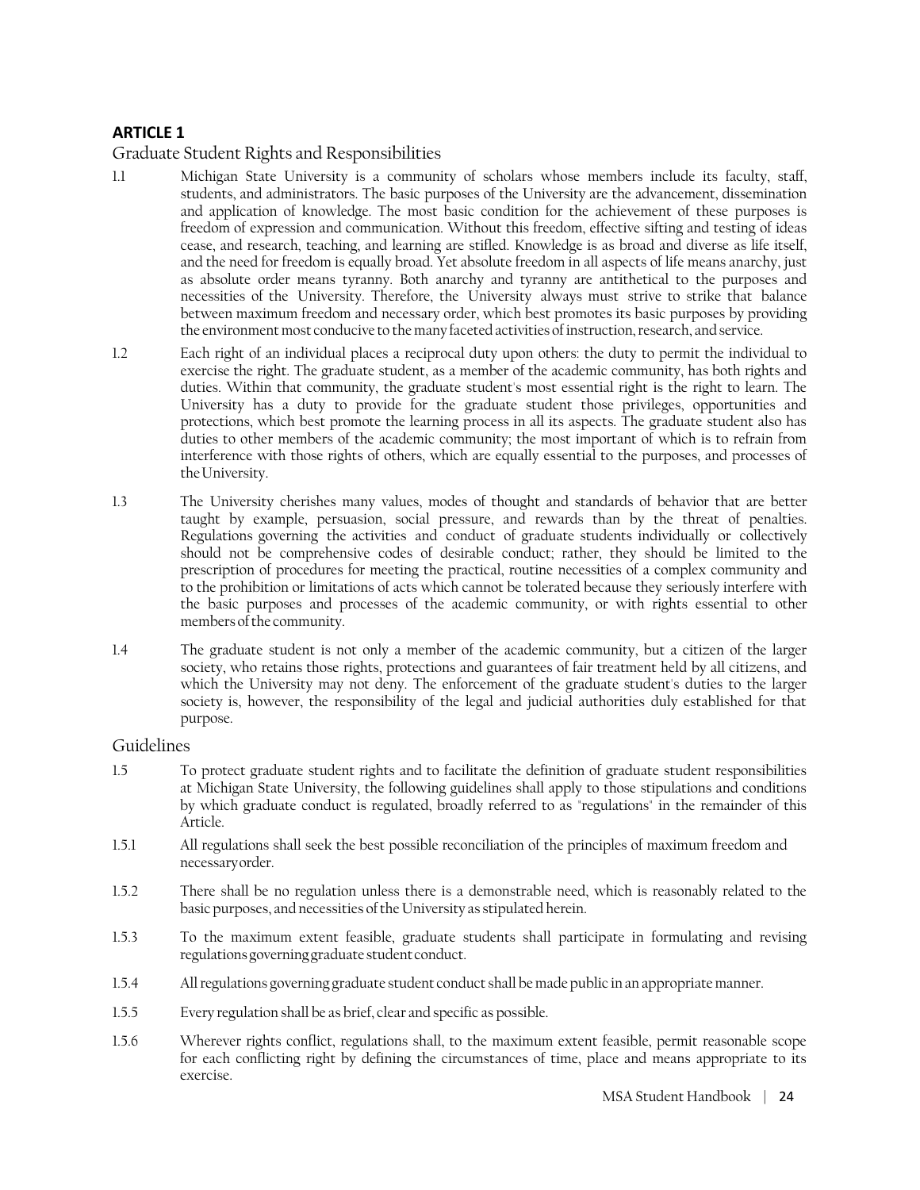## ARTICLE 1

### Graduate Student Rights and Responsibilities

1.1 Michigan State University is a community of scholars whose members include its faculty, staff, students, and administrators. The basic purposes of the University are the advancement, dissemination and application of knowledge. The most basic condition for the achievement of these purposes is freedom of expression and communication. Without this freedom, effective sifting and testing of ideas cease, and research, teaching, and learning are stifled. Knowledge is as broad and diverse as life itself, and the need for freedom is equally broad. Yet absolute freedom in all aspects of life means anarchy, just as absolute order means tyranny. Both anarchy and tyranny are antithetical to the purposes and necessities of the University. Therefore, the University always must strive to strike that balance between maximum freedom and necessary order, which best promotes its basic purposes by providing the environment most conducive to the many faceted activities of instruction, research, and service.

1.2 Each right of an individual places a reciprocal duty upon others: the duty to permit the individual to exercise the right. The graduate student, as a member of the academic community, has both rights and duties. Within that community, the graduate student's most essential right is the right to learn. The University has a duty to provide for the graduate student those privileges, opportunities and protections, which best promote the learning process in all its aspects. The graduate student also has duties to other members of the academic community; the most important of which is to refrain from interference with those rights of others, which are equally essential to the purposes, and processes of the University.

1.3 The University cherishes many values, modes of thought and standards of behavior that are better taught by example, persuasion, social pressure, and rewards than by the threat of penalties. Regulations governing the activities and conduct of graduate students individually or collectively should not be comprehensive codes of desirable conduct; rather, they should be limited to the prescription of procedures for meeting the practical, routine necessities of a complex community and to the prohibition or limitations of acts which cannot be tolerated because they seriously interfere with the basic purposes and processes of the academic community, or with rights essential to other members of the community.

1.4 The graduate student is not only a member of the academic community, but a citizen of the larger society, who retains those rights, protections and guarantees of fair treatment held by all citizens, and which the University may not deny. The enforcement of the graduate student's duties to the larger society is, however, the responsibility of the legal and judicial authorities duly established for that purpose.

### Guidelines

1.5 To protect graduate student rights and to facilitate the definition of graduate student responsibilities at Michigan State University, the following guidelines shall apply to those stipulations and conditions by which graduate conduct is regulated, broadly referred to as "regulations" in the remainder of this Article.

1.5.1 All regulations shall seek the best possible reconciliation of the principles of maximum freedom and necessary order.

1.5.2 There shall be no regulation unless there is a demonstrable need, which is reasonably related to the basic purposes, and necessities of the University as stipulated herein.

1.5.3 To the maximum extent feasible, graduate students shall participate in formulating and revising regulations governing graduate student conduct.

1.5.4 All regulations governing graduate student conduct shall be made public in an appropriate manner.

1.5.5 Every regulation shall be as brief, clear and specific as possible.

1.5.6 Wherever rights conflict, regulations shall, to the maximum extent feasible, permit reasonable scope for each conflicting right by defining the circumstances of time, place and means appropriate to its exercise.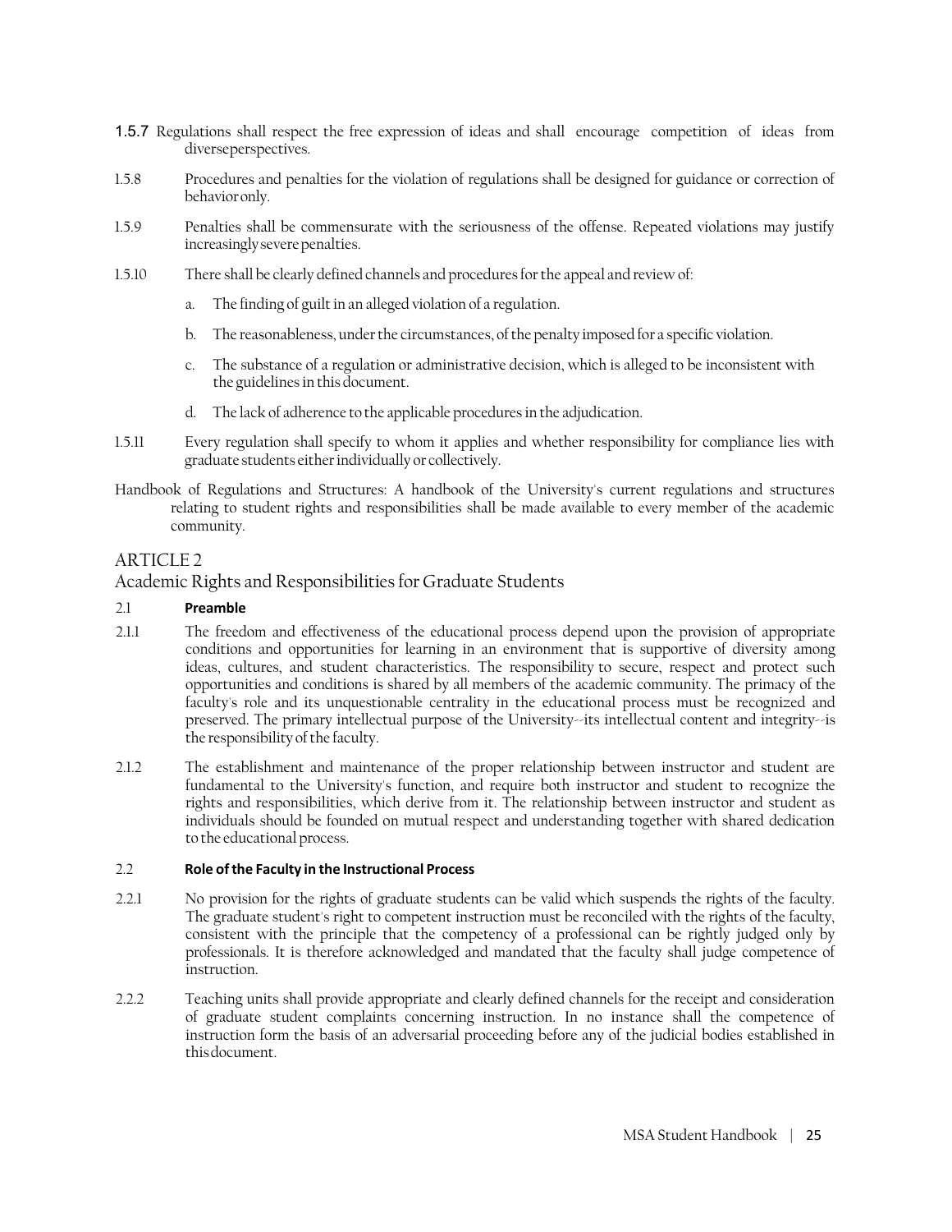1.5.7 Regulations shall respect the free expression of ideas and shall encourage competition of ideas from diverseperspectives.

1.5.8 Procedures and penalties for the violation of regulations shall be designed for guidance or correction of behavioronly.

1.5.9 Penalties shall be commensurate with the seriousness of the offense. Repeated violations may justify increasinglysevere penalties.

1.5.10 There shall be clearly defined channels and procedures for the appeal and review of:

a. The finding of guilt in an alleged violation of a regulation.

b. The reasonableness, under the circumstances, of the penalty imposed for a specific violation.

c. The substance of a regulation or administrative decision, which is alleged to be inconsistent with the guidelines in this document.

d. The lack of adherence to the applicable procedures in the adjudication.

1.5.11 Every regulation shall specify to whom it applies and whether responsibility for compliance lies with graduate students either individually or collectively.

Handbook of Regulations and Structures: A handbook of the University's current regulations and structures relating to student rights and responsibilities shall be made available to every member of the academic community.

## ARTICLE 2

## Academic Rights and Responsibilities for Graduate Students

2.1 **Preamble**

2.1.1 The freedom and effectiveness of the educational process depend upon the provision of appropriate conditions and opportunities for learning in an environment that is supportive of diversity among ideas, cultures, and student characteristics. The responsibility to secure, respect and protect such opportunities and conditions is shared by all members of the academic community. The primacy of the faculty's role and its unquestionable centrality in the educational process must be recognized and preserved. The primary intellectual purpose of the University--its intellectual content and integrity--is the responsibility of the faculty.

2.1.2 The establishment and maintenance of the proper relationship between instructor and student are fundamental to the University's function, and require both instructor and student to recognize the rights and responsibilities, which derive from it. The relationship between instructor and student as individuals should be founded on mutual respect and understanding together with shared dedication to the educational process.

2.2 **Role of the Faculty in the Instructional Process**

2.2.1 No provision for the rights of graduate students can be valid which suspends the rights of the faculty. The graduate student's right to competent instruction must be reconciled with the rights of the faculty, consistent with the principle that the competency of a professional can be rightly judged only by professionals. It is therefore acknowledged and mandated that the faculty shall judge competence of instruction.

2.2.2 Teaching units shall provide appropriate and clearly defined channels for the receipt and consideration of graduate student complaints concerning instruction. In no instance shall the competence of instruction form the basis of an adversarial proceeding before any of the judicial bodies established in thisdocument.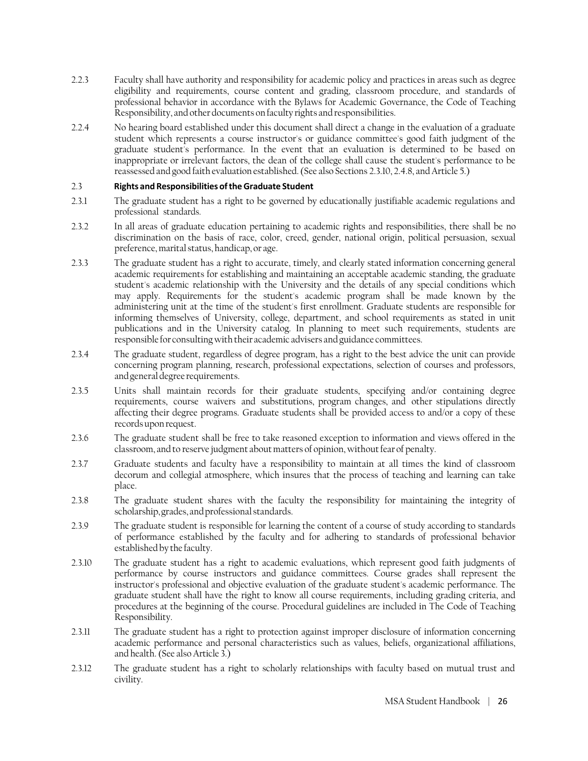2.2.3 Faculty shall have authority and responsibility for academic policy and practices in areas such as degree eligibility and requirements, course content and grading, classroom procedure, and standards of professional behavior in accordance with the Bylaws for Academic Governance, the Code of Teaching Responsibility, and other documents on faculty rights and responsibilities.

2.2.4 No hearing board established under this document shall direct a change in the evaluation of a graduate student which represents a course instructor's or guidance committee's good faith judgment of the graduate student's performance. In the event that an evaluation is determined to be based on inappropriate or irrelevant factors, the dean of the college shall cause the student's performance to be reassessed and good faith evaluation established. (See also Sections 2.3.10, 2.4.8, and Article 5.)

### 2.3 Rights and Responsibilities of the Graduate Student

2.3.1 The graduate student has a right to be governed by educationally justifiable academic regulations and professional standards.

2.3.2 In all areas of graduate education pertaining to academic rights and responsibilities, there shall be no discrimination on the basis of race, color, creed, gender, national origin, political persuasion, sexual preference, marital status, handicap, or age.

2.3.3 The graduate student has a right to accurate, timely, and clearly stated information concerning general academic requirements for establishing and maintaining an acceptable academic standing, the graduate student's academic relationship with the University and the details of any special conditions which may apply. Requirements for the student's academic program shall be made known by the administering unit at the time of the student's first enrollment. Graduate students are responsible for informing themselves of University, college, department, and school requirements as stated in unit publications and in the University catalog. In planning to meet such requirements, students are responsible for consulting with their academic advisers and guidance committees.

2.3.4 The graduate student, regardless of degree program, has a right to the best advice the unit can provide concerning program planning, research, professional expectations, selection of courses and professors, and general degree requirements.

2.3.5 Units shall maintain records for their graduate students, specifying and/or containing degree requirements, course waivers and substitutions, program changes, and other stipulations directly affecting their degree programs. Graduate students shall be provided access to and/or a copy of these records upon request.

2.3.6 The graduate student shall be free to take reasoned exception to information and views offered in the classroom, and to reserve judgment about matters of opinion, without fear of penalty.

2.3.7 Graduate students and faculty have a responsibility to maintain at all times the kind of classroom decorum and collegial atmosphere, which insures that the process of teaching and learning can take place.

2.3.8 The graduate student shares with the faculty the responsibility for maintaining the integrity of scholarship, grades, and professional standards.

2.3.9 The graduate student is responsible for learning the content of a course of study according to standards of performance established by the faculty and for adhering to standards of professional behavior established by the faculty.

2.3.10 The graduate student has a right to academic evaluations, which represent good faith judgments of performance by course instructors and guidance committees. Course grades shall represent the instructor's professional and objective evaluation of the graduate student's academic performance. The graduate student shall have the right to know all course requirements, including grading criteria, and procedures at the beginning of the course. Procedural guidelines are included in The Code of Teaching Responsibility.

2.3.11 The graduate student has a right to protection against improper disclosure of information concerning academic performance and personal characteristics such as values, beliefs, organizational affiliations, and health. (See also Article 3.)

2.3.12 The graduate student has a right to scholarly relationships with faculty based on mutual trust and civility.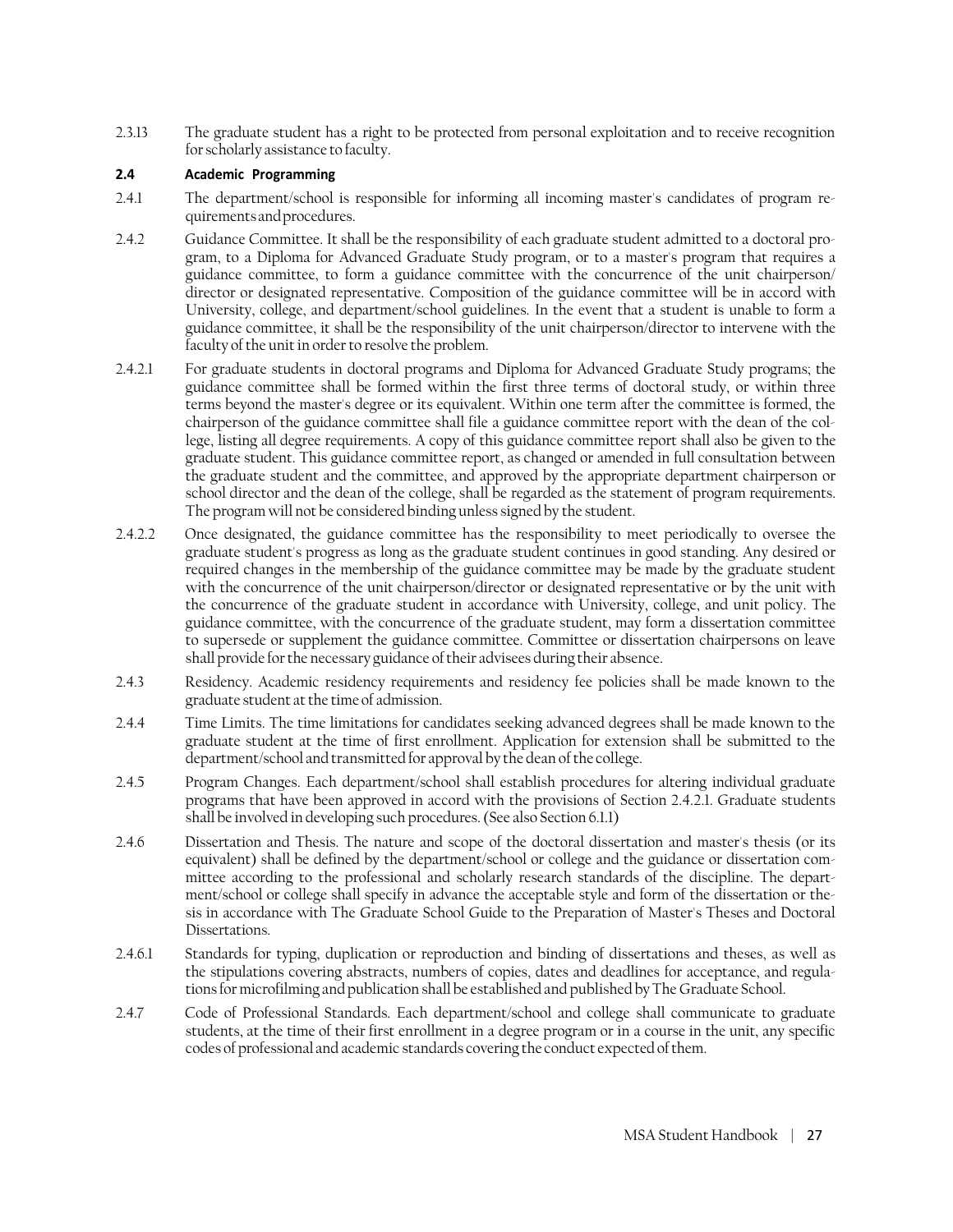2.3.13 The graduate student has a right to be protected from personal exploitation and to receive recognition for scholarly assistance to faculty.

### 2.4 Academic Programming

2.4.1 The department/school is responsible for informing all incoming master's candidates of program requirements and procedures.

2.4.2 Guidance Committee. It shall be the responsibility of each graduate student admitted to a doctoral program, to a Diploma for Advanced Graduate Study program, or to a master's program that requires a guidance committee, to form a guidance committee with the concurrence of the unit chairperson/director or designated representative. Composition of the guidance committee will be in accord with University, college, and department/school guidelines. In the event that a student is unable to form a guidance committee, it shall be the responsibility of the unit chairperson/director to intervene with the faculty of the unit in order to resolve the problem.

2.4.2.1 For graduate students in doctoral programs and Diploma for Advanced Graduate Study programs; the guidance committee shall be formed within the first three terms of doctoral study, or within three terms beyond the master's degree or its equivalent. Within one term after the committee is formed, the chairperson of the guidance committee shall file a guidance committee report with the dean of the college, listing all degree requirements. A copy of this guidance committee report shall also be given to the graduate student. This guidance committee report, as changed or amended in full consultation between the graduate student and the committee, and approved by the appropriate department chairperson or school director and the dean of the college, shall be regarded as the statement of program requirements. The program will not be considered binding unless signed by the student.

2.4.2.2 Once designated, the guidance committee has the responsibility to meet periodically to oversee the graduate student's progress as long as the graduate student continues in good standing. Any desired or required changes in the membership of the guidance committee may be made by the graduate student with the concurrence of the unit chairperson/director or designated representative or by the unit with the concurrence of the graduate student in accordance with University, college, and unit policy. The guidance committee, with the concurrence of the graduate student, may form a dissertation committee to supersede or supplement the guidance committee. Committee or dissertation chairpersons on leave shall provide for the necessary guidance of their advisees during their absence.

2.4.3 Residency. Academic residency requirements and residency fee policies shall be made known to the graduate student at the time of admission.

2.4.4 Time Limits. The time limitations for candidates seeking advanced degrees shall be made known to the graduate student at the time of first enrollment. Application for extension shall be submitted to the department/school and transmitted for approval by the dean of the college.

2.4.5 Program Changes. Each department/school shall establish procedures for altering individual graduate programs that have been approved in accord with the provisions of Section 2.4.2.1. Graduate students shall be involved in developing such procedures. (See also Section 6.1.1)

2.4.6 Dissertation and Thesis. The nature and scope of the doctoral dissertation and master's thesis (or its equivalent) shall be defined by the department/school or college and the guidance or dissertation committee according to the professional and scholarly research standards of the discipline. The department/school or college shall specify in advance the acceptable style and form of the dissertation or thesis in accordance with The Graduate School Guide to the Preparation of Master's Theses and Doctoral Dissertations.

2.4.6.1 Standards for typing, duplication or reproduction and binding of dissertations and theses, as well as the stipulations covering abstracts, numbers of copies, dates and deadlines for acceptance, and regulations for microfilming and publication shall be established and published by The Graduate School.

2.4.7 Code of Professional Standards. Each department/school and college shall communicate to graduate students, at the time of their first enrollment in a degree program or in a course in the unit, any specific codes of professional and academic standards covering the conduct expected of them.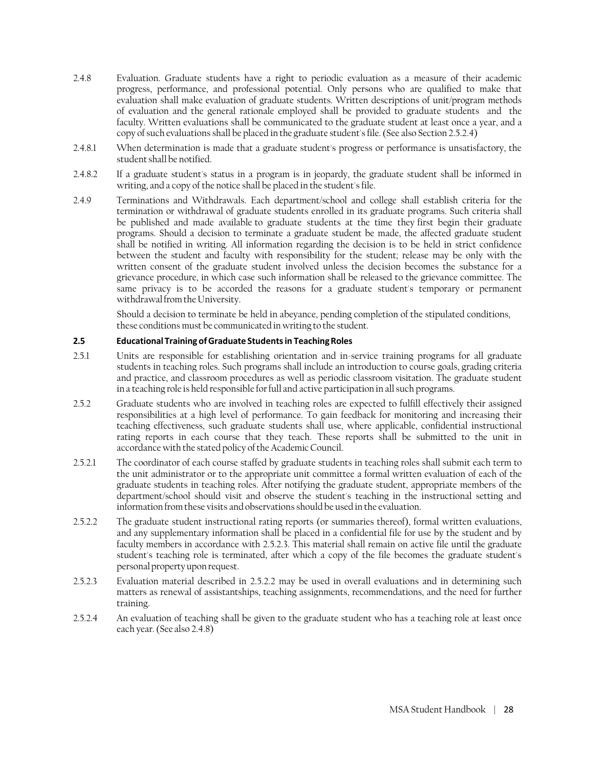2.4.8 Evaluation. Graduate students have a right to periodic evaluation as a measure of their academic progress, performance, and professional potential. Only persons who are qualified to make that evaluation shall make evaluation of graduate students. Written descriptions of unit/program methods of evaluation and the general rationale employed shall be provided to graduate students and the faculty. Written evaluations shall be communicated to the graduate student at least once a year, and a copy of such evaluations shall be placed in the graduate student's file. (See also Section 2.5.2.4)

2.4.8.1 When determination is made that a graduate student's progress or performance is unsatisfactory, the student shall be notified.

2.4.8.2 If a graduate student's status in a program is in jeopardy, the graduate student shall be informed in writing, and a copy of the notice shall be placed in the student's file.

2.4.9 Terminations and Withdrawals. Each department/school and college shall establish criteria for the termination or withdrawal of graduate students enrolled in its graduate programs. Such criteria shall be published and made available to graduate students at the time they first begin their graduate programs. Should a decision to terminate a graduate student be made, the affected graduate student shall be notified in writing. All information regarding the decision is to be held in strict confidence between the student and faculty with responsibility for the student; release may be only with the written consent of the graduate student involved unless the decision becomes the substance for a grievance procedure, in which case such information shall be released to the grievance committee. The same privacy is to be accorded the reasons for a graduate student's temporary or permanent withdrawal from the University.

Should a decision to terminate be held in abeyance, pending completion of the stipulated conditions, these conditions must be communicated in writing to the student.

## 2.5 Educational Training of Graduate Students in Teaching Roles

2.5.1 Units are responsible for establishing orientation and in-service training programs for all graduate students in teaching roles. Such programs shall include an introduction to course goals, grading criteria and practice, and classroom procedures as well as periodic classroom visitation. The graduate student in a teaching role is held responsible for full and active participation in all such programs.

2.5.2 Graduate students who are involved in teaching roles are expected to fulfill effectively their assigned responsibilities at a high level of performance. To gain feedback for monitoring and increasing their teaching effectiveness, such graduate students shall use, where applicable, confidential instructional rating reports in each course that they teach. These reports shall be submitted to the unit in accordance with the stated policy of the Academic Council.

2.5.2.1 The coordinator of each course staffed by graduate students in teaching roles shall submit each term to the unit administrator or to the appropriate unit committee a formal written evaluation of each of the graduate students in teaching roles. After notifying the graduate student, appropriate members of the department/school should visit and observe the student's teaching in the instructional setting and information from these visits and observations should be used in the evaluation.

2.5.2.2 The graduate student instructional rating reports (or summaries thereof), formal written evaluations, and any supplementary information shall be placed in a confidential file for use by the student and by faculty members in accordance with 2.5.2.3. This material shall remain on active file until the graduate student's teaching role is terminated, after which a copy of the file becomes the graduate student's personal property upon request.

2.5.2.3 Evaluation material described in 2.5.2.2 may be used in overall evaluations and in determining such matters as renewal of assistantships, teaching assignments, recommendations, and the need for further training.

2.5.2.4 An evaluation of teaching shall be given to the graduate student who has a teaching role at least once each year. (See also 2.4.8)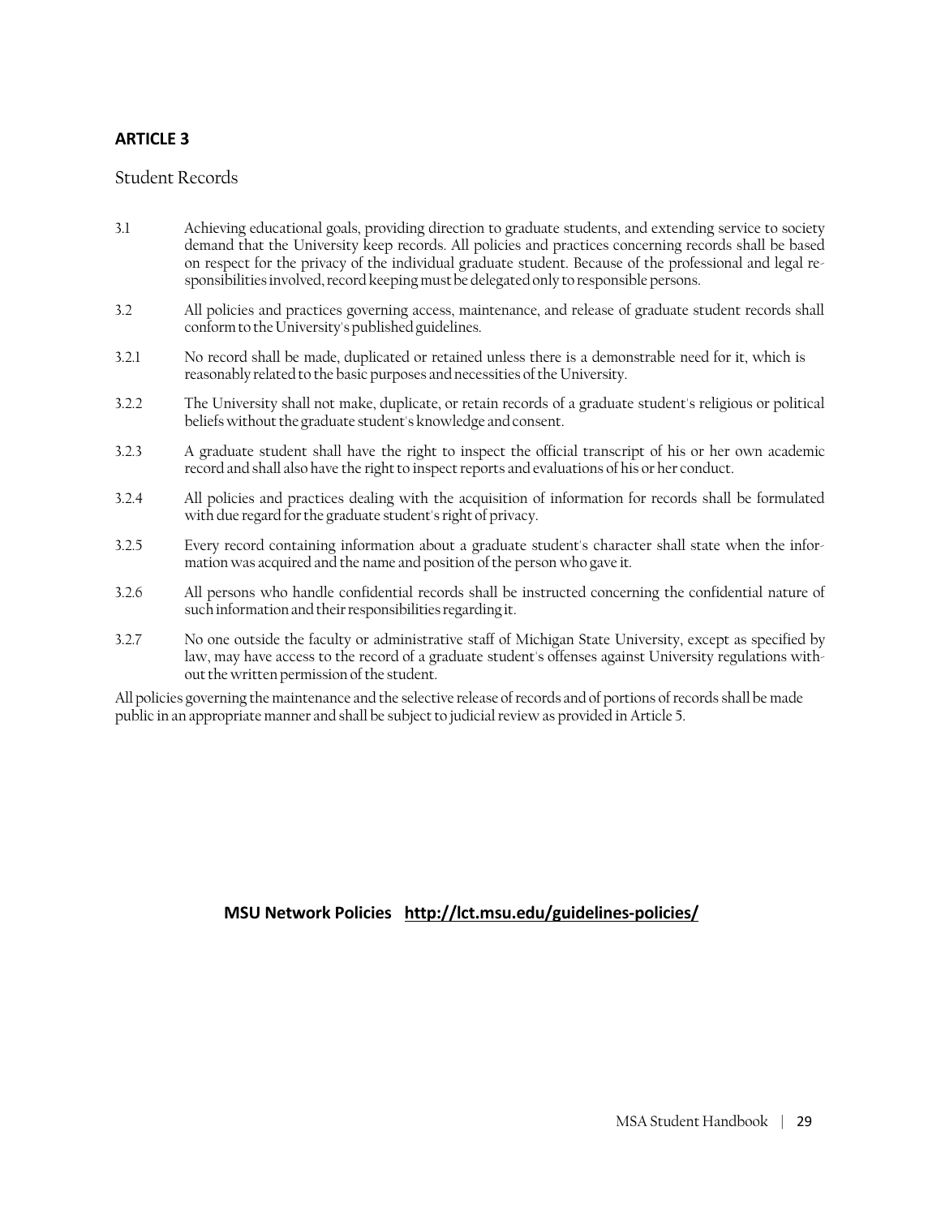## ARTICLE 3

### Student Records

3.1 Achieving educational goals, providing direction to graduate students, and extending service to society demand that the University keep records. All policies and practices concerning records shall be based on respect for the privacy of the individual graduate student. Because of the professional and legal responsibilities involved, record keeping must be delegated only to responsible persons.

3.2 All policies and practices governing access, maintenance, and release of graduate student records shall conform to the University's published guidelines.

3.2.1 No record shall be made, duplicated or retained unless there is a demonstrable need for it, which is reasonably related to the basic purposes and necessities of the University.

3.2.2 The University shall not make, duplicate, or retain records of a graduate student's religious or political beliefs without the graduate student's knowledge and consent.

3.2.3 A graduate student shall have the right to inspect the official transcript of his or her own academic record and shall also have the right to inspect reports and evaluations of his or her conduct.

3.2.4 All policies and practices dealing with the acquisition of information for records shall be formulated with due regard for the graduate student's right of privacy.

3.2.5 Every record containing information about a graduate student's character shall state when the information was acquired and the name and position of the person who gave it.

3.2.6 All persons who handle confidential records shall be instructed concerning the confidential nature of such information and their responsibilities regarding it.

3.2.7 No one outside the faculty or administrative staff of Michigan State University, except as specified by law, may have access to the record of a graduate student's offenses against University regulations without the written permission of the student.

All policies governing the maintenance and the selective release of records and of portions of records shall be made public in an appropriate manner and shall be subject to judicial review as provided in Article 5.

**MSU Network Policies http://lct.msu.edu/guidelines-policies/**